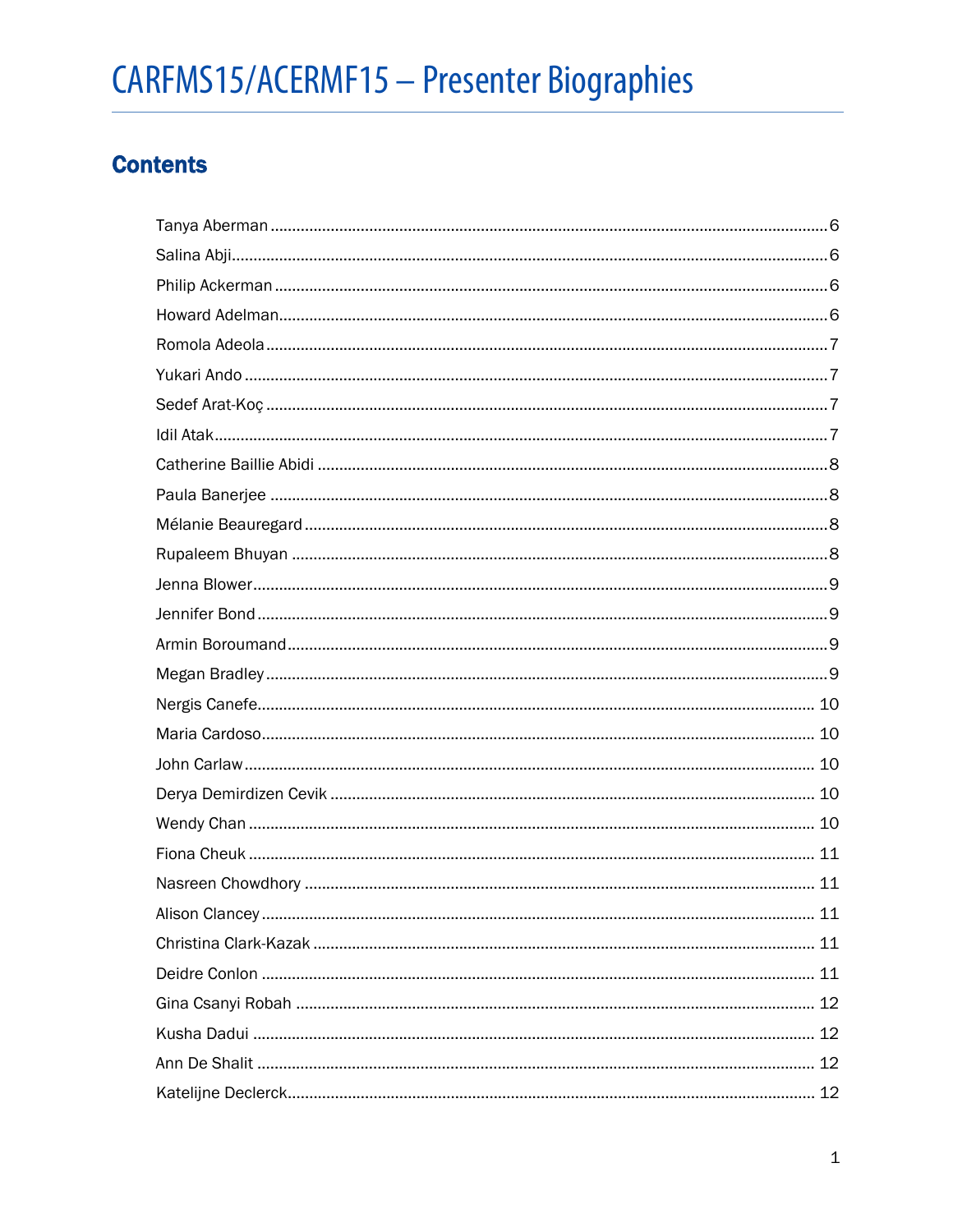# CARFMS15/ACERMF15 – Presenter Biographies

## Contents

Tanya Aberman ........................................ 6
Salina Abji ........................................ 6
Philip Ackerman ........................................ 6
Howard Adelman ........................................ 6
Romola Adeola ........................................ 7
Yukari Ando ........................................ 7
Sedef Arat-Koç ........................................ 7
Idil Atak ........................................ 7
Catherine Baillie Abidi ........................................ 8
Paula Banerjee ........................................ 8
Mélanie Beauregard ........................................ 8
Rupaleem Bhuyan ........................................ 8
Jenna Blower ........................................ 9
Jennifer Bond ........................................ 9
Armin Boroumand ........................................ 9
Megan Bradley ........................................ 9
Nergis Canefe ........................................ 10
Maria Cardoso ........................................ 10
John Carlaw ........................................ 10
Derya Demirdizen Cevik ........................................ 10
Wendy Chan ........................................ 10
Fiona Cheuk ........................................ 11
Nasreen Chowdhory ........................................ 11
Alison Clancey ........................................ 11
Christina Clark-Kazak ........................................ 11
Deidre Conlon ........................................ 11
Gina Csanyi Robah ........................................ 12
Kusha Dadui ........................................ 12
Ann De Shalit ........................................ 12
Katelijne Declerck ........................................ 12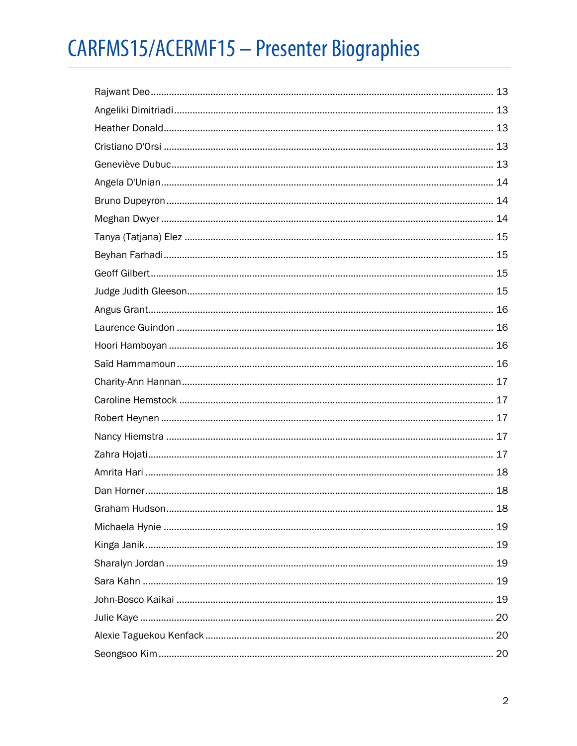Rajwant Deo ........................................................................................................................ 13

Angeliki Dimitriadi ................................................................................................................ 13

Heather Donald ..................................................................................................................... 13

Cristiano D'Orsi .................................................................................................................... 13

Geneviève Dubuc .................................................................................................................. 13

Angela D'Unian ..................................................................................................................... 14

Bruno Dupeyron .................................................................................................................... 14

Meghan Dwyer ...................................................................................................................... 14

Tanya (Tatjana) Elez ............................................................................................................. 15

Beyhan Farhadi ..................................................................................................................... 15

Geoff Gilbert .......................................................................................................................... 15

Judge Judith Gleeson ............................................................................................................ 15

Angus Grant ........................................................................................................................... 16

Laurence Guindon ................................................................................................................. 16

Hoori Hamboyan ................................................................................................................... 16

Saïd Hammamoun ................................................................................................................. 16

Charity-Ann Hannan .............................................................................................................. 17

Caroline Hemstock ................................................................................................................ 17

Robert Heynen ....................................................................................................................... 17

Nancy Hiemstra ..................................................................................................................... 17

Zahra Hojati ........................................................................................................................... 17

Amrita Hari ............................................................................................................................ 18

Dan Horner ............................................................................................................................ 18

Graham Hudson ..................................................................................................................... 18

Michaela Hynie ...................................................................................................................... 19

Kinga Janik ............................................................................................................................ 19

Sharalyn Jordan ..................................................................................................................... 19

Sara Kahn .............................................................................................................................. 19

John-Bosco Kaikai ................................................................................................................. 19

Julie Kaye .............................................................................................................................. 20

Alexie Taguekou Kenfack ...................................................................................................... 20

Seongsoo Kim ........................................................................................................................ 20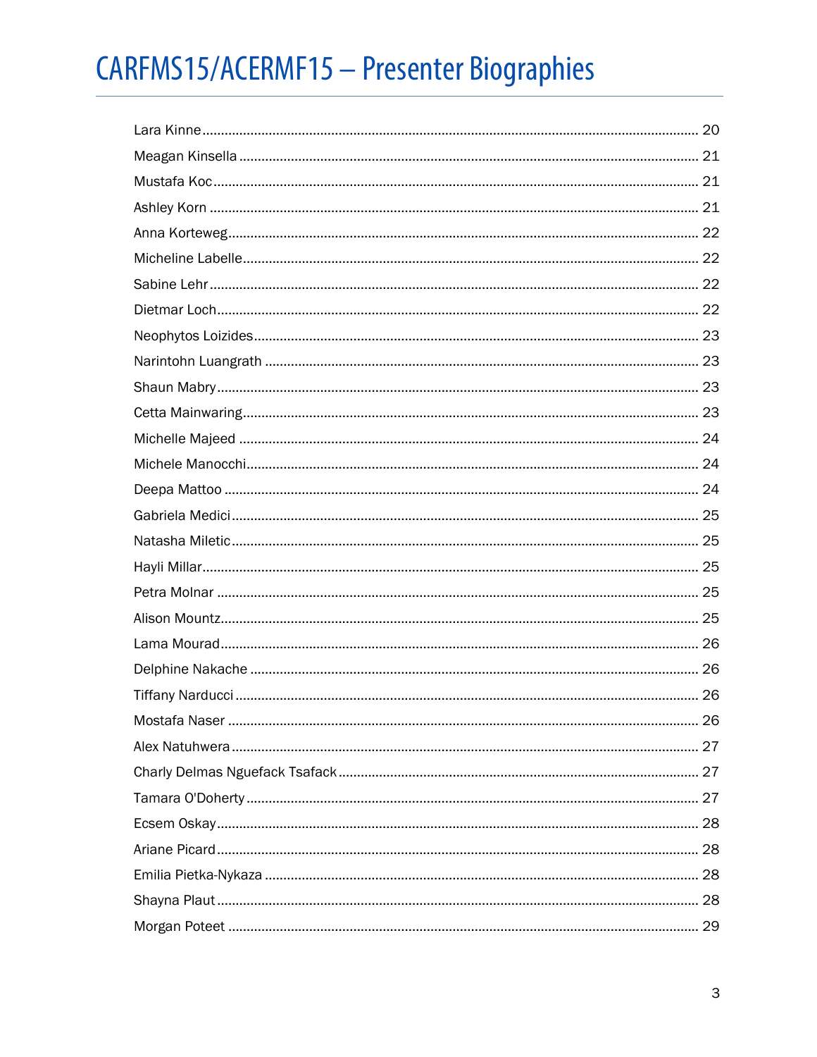Lara Kinne .................................................................................................... 20

Meagan Kinsella .......................................................................................... 21

Mustafa Koc ................................................................................................. 21

Ashley Korn ................................................................................................. 21

Anna Korteweg ............................................................................................. 22

Micheline Labelle ......................................................................................... 22

Sabine Lehr .................................................................................................. 22

Dietmar Loch ................................................................................................ 22

Neophytos Loizides ..................................................................................... 23

Narintohn Luangrath .................................................................................... 23

Shaun Mabry ................................................................................................ 23

Cetta Mainwaring ......................................................................................... 23

Michelle Majeed ........................................................................................... 24

Michele Manocchi ........................................................................................ 24

Deepa Mattoo ............................................................................................... 24

Gabriela Medici ............................................................................................ 25

Natasha Miletic ............................................................................................ 25

Hayli Millar .................................................................................................... 25

Petra Molnar ................................................................................................ 25

Alison Mountz ............................................................................................... 25

Lama Mourad ............................................................................................... 26

Delphine Nakache ....................................................................................... 26

Tiffany Narducci ........................................................................................... 26

Mostafa Naser ............................................................................................. 26

Alex Natuhwera ............................................................................................ 27

Charly Delmas Nguefack Tsafack ................................................................ 27

Tamara O'Doherty ........................................................................................ 27

Ecsem Oskay ................................................................................................ 28

Ariane Picard ................................................................................................ 28

Emilia Pietka-Nykaza .................................................................................... 28

Shayna Plaut ................................................................................................ 28

Morgan Poteet ............................................................................................. 29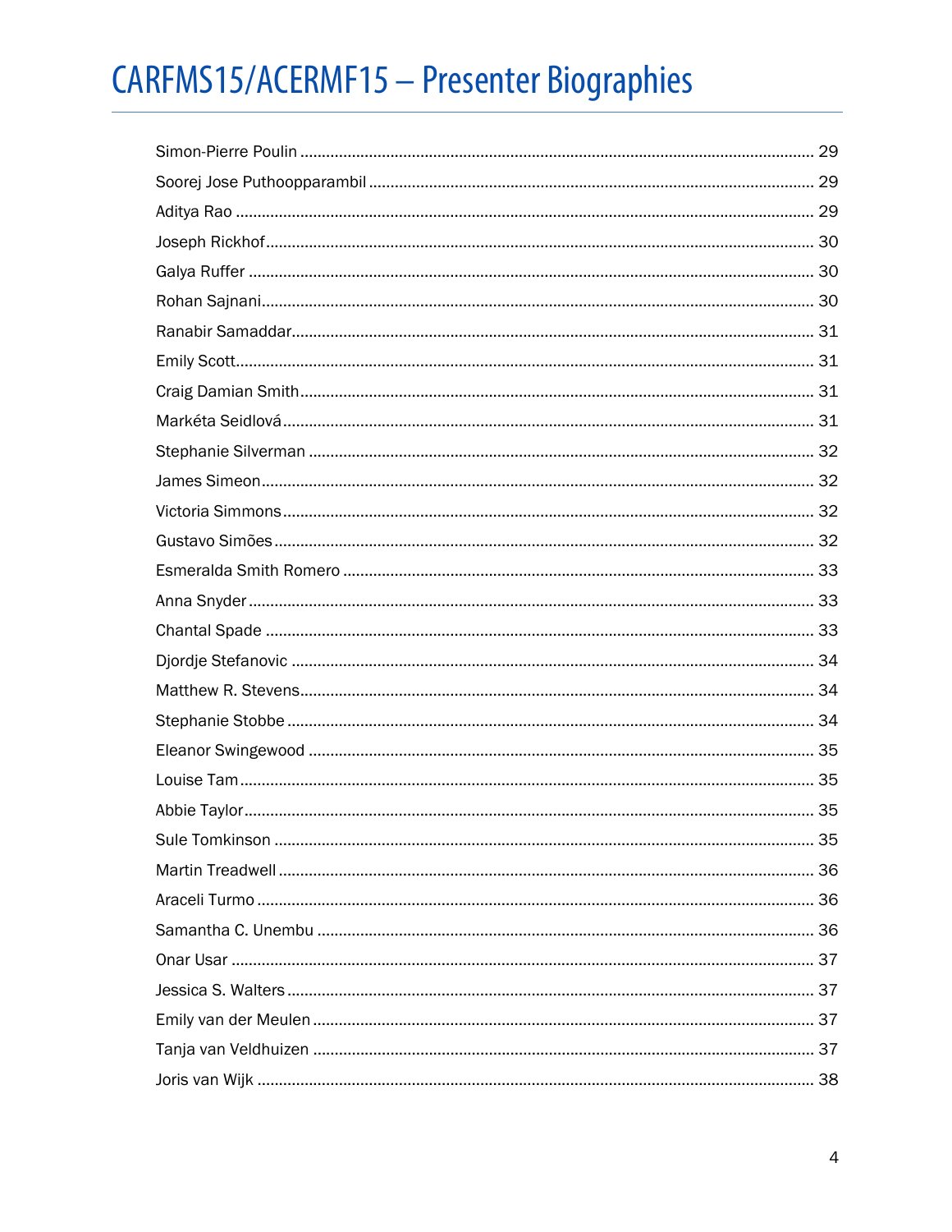Simon-Pierre Poulin ..... 29

Soorej Jose Puthoopparambil ..... 29

Aditya Rao ..... 29

Joseph Rickhof ..... 30

Galya Ruffer ..... 30

Rohan Sajnani ..... 30

Ranabir Samaddar ..... 31

Emily Scott ..... 31

Craig Damian Smith ..... 31

Markéta Seidlová ..... 31

Stephanie Silverman ..... 32

James Simeon ..... 32

Victoria Simmons ..... 32

Gustavo Simões ..... 32

Esmeralda Smith Romero ..... 33

Anna Snyder ..... 33

Chantal Spade ..... 33

Djordje Stefanovic ..... 34

Matthew R. Stevens ..... 34

Stephanie Stobbe ..... 34

Eleanor Swingewood ..... 35

Louise Tam ..... 35

Abbie Taylor ..... 35

Sule Tomkinson ..... 35

Martin Treadwell ..... 36

Araceli Turmo ..... 36

Samantha C. Unembu ..... 36

Onar Usar ..... 37

Jessica S. Walters ..... 37

Emily van der Meulen ..... 37

Tanja van Veldhuizen ..... 37

Joris van Wijk ..... 38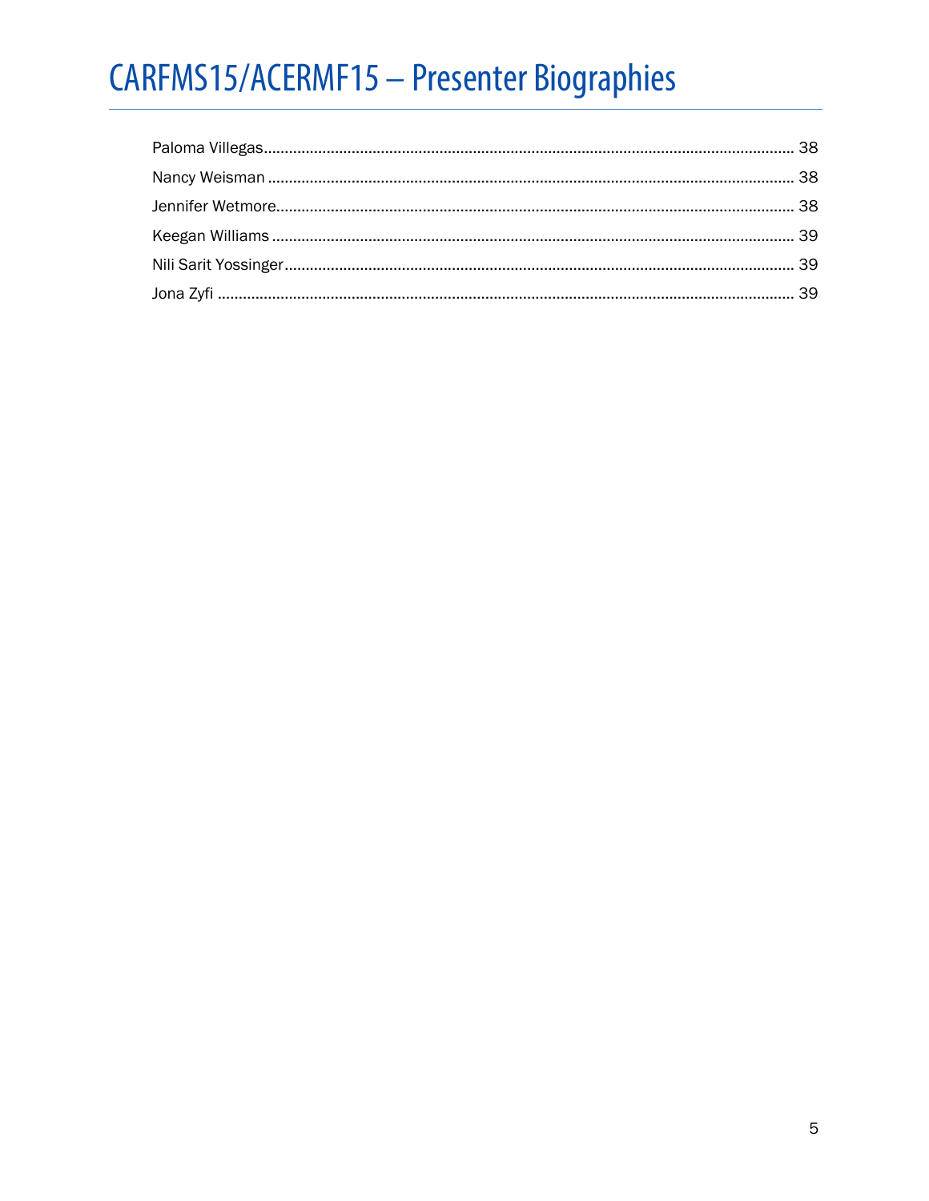Paloma Villegas ........................................................................................................ 38
Nancy Weisman ........................................................................................................ 38
Jennifer Wetmore ........................................................................................................ 38
Keegan Williams ........................................................................................................ 39
Nili Sarit Yossinger ........................................................................................................ 39
Jona Zyfi ........................................................................................................ 39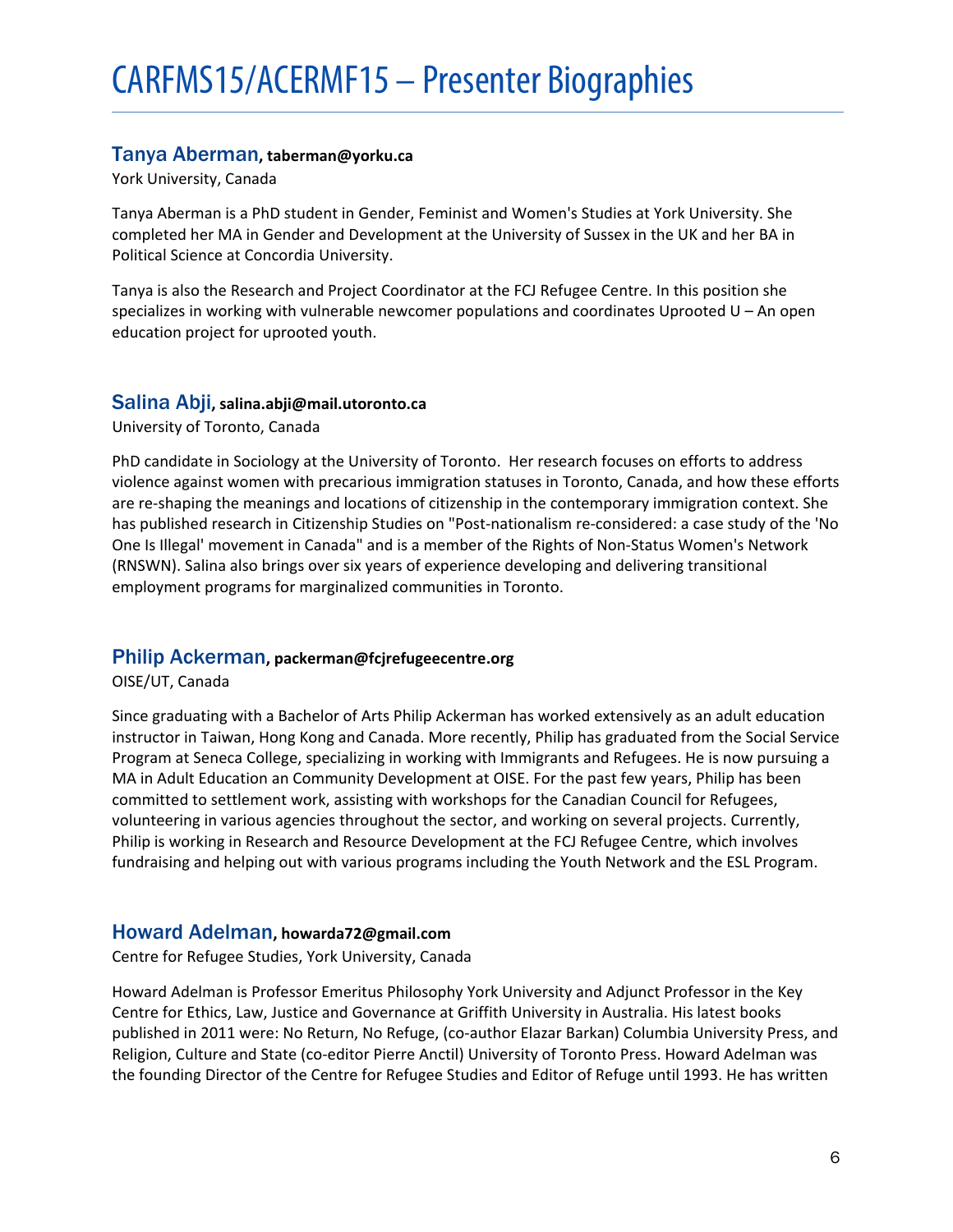# CARFMS15/ACERMF15 – Presenter Biographies

### Tanya Aberman, taberman@yorku.ca

York University, Canada

Tanya Aberman is a PhD student in Gender, Feminist and Women's Studies at York University. She completed her MA in Gender and Development at the University of Sussex in the UK and her BA in Political Science at Concordia University.

Tanya is also the Research and Project Coordinator at the FCJ Refugee Centre. In this position she specializes in working with vulnerable newcomer populations and coordinates Uprooted U – An open education project for uprooted youth.

### Salina Abji, salina.abji@mail.utoronto.ca

University of Toronto, Canada

PhD candidate in Sociology at the University of Toronto. Her research focuses on efforts to address violence against women with precarious immigration statuses in Toronto, Canada, and how these efforts are re-shaping the meanings and locations of citizenship in the contemporary immigration context. She has published research in Citizenship Studies on "Post-nationalism re-considered: a case study of the 'No One Is Illegal' movement in Canada" and is a member of the Rights of Non-Status Women's Network (RNSWN). Salina also brings over six years of experience developing and delivering transitional employment programs for marginalized communities in Toronto.

### Philip Ackerman, packerman@fcjrefugeecentre.org

OISE/UT, Canada

Since graduating with a Bachelor of Arts Philip Ackerman has worked extensively as an adult education instructor in Taiwan, Hong Kong and Canada. More recently, Philip has graduated from the Social Service Program at Seneca College, specializing in working with Immigrants and Refugees. He is now pursuing a MA in Adult Education an Community Development at OISE. For the past few years, Philip has been committed to settlement work, assisting with workshops for the Canadian Council for Refugees, volunteering in various agencies throughout the sector, and working on several projects. Currently, Philip is working in Research and Resource Development at the FCJ Refugee Centre, which involves fundraising and helping out with various programs including the Youth Network and the ESL Program.

### Howard Adelman, howarda72@gmail.com

Centre for Refugee Studies, York University, Canada

Howard Adelman is Professor Emeritus Philosophy York University and Adjunct Professor in the Key Centre for Ethics, Law, Justice and Governance at Griffith University in Australia. His latest books published in 2011 were: No Return, No Refuge, (co-author Elazar Barkan) Columbia University Press, and Religion, Culture and State (co-editor Pierre Anctil) University of Toronto Press. Howard Adelman was the founding Director of the Centre for Refugee Studies and Editor of Refuge until 1993. He has written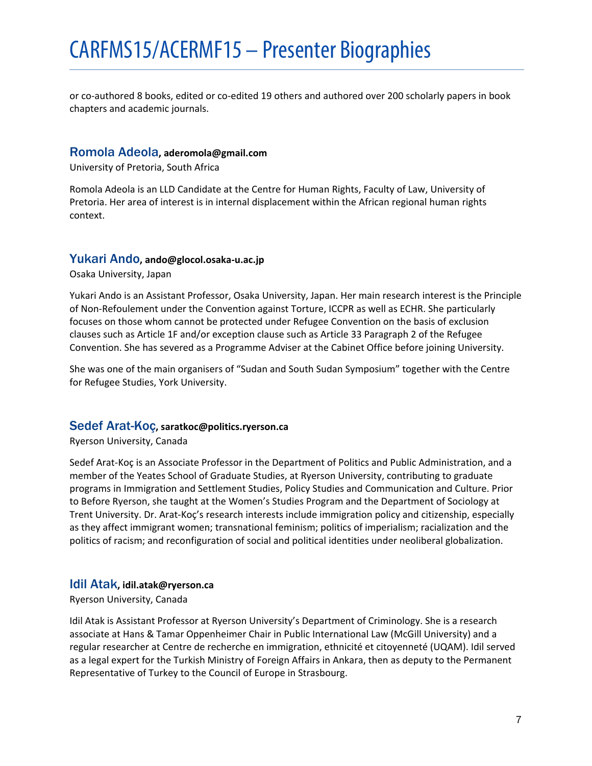or co-authored 8 books, edited or co-edited 19 others and authored over 200 scholarly papers in book chapters and academic journals.

### Romola Adeola, aderomola@gmail.com

University of Pretoria, South Africa

Romola Adeola is an LLD Candidate at the Centre for Human Rights, Faculty of Law, University of Pretoria. Her area of interest is in internal displacement within the African regional human rights context.

### Yukari Ando, ando@glocol.osaka-u.ac.jp

Osaka University, Japan

Yukari Ando is an Assistant Professor, Osaka University, Japan. Her main research interest is the Principle of Non-Refoulement under the Convention against Torture, ICCPR as well as ECHR. She particularly focuses on those whom cannot be protected under Refugee Convention on the basis of exclusion clauses such as Article 1F and/or exception clause such as Article 33 Paragraph 2 of the Refugee Convention. She has severed as a Programme Adviser at the Cabinet Office before joining University.

She was one of the main organisers of "Sudan and South Sudan Symposium" together with the Centre for Refugee Studies, York University.

### Sedef Arat-Koç, saratkoc@politics.ryerson.ca

Ryerson University, Canada

Sedef Arat-Koç is an Associate Professor in the Department of Politics and Public Administration, and a member of the Yeates School of Graduate Studies, at Ryerson University, contributing to graduate programs in Immigration and Settlement Studies, Policy Studies and Communication and Culture. Prior to Before Ryerson, she taught at the Women's Studies Program and the Department of Sociology at Trent University. Dr. Arat-Koç's research interests include immigration policy and citizenship, especially as they affect immigrant women; transnational feminism; politics of imperialism; racialization and the politics of racism; and reconfiguration of social and political identities under neoliberal globalization.

### Idil Atak, idil.atak@ryerson.ca

Ryerson University, Canada

Idil Atak is Assistant Professor at Ryerson University's Department of Criminology. She is a research associate at Hans & Tamar Oppenheimer Chair in Public International Law (McGill University) and a regular researcher at Centre de recherche en immigration, ethnicité et citoyenneté (UQAM). Idil served as a legal expert for the Turkish Ministry of Foreign Affairs in Ankara, then as deputy to the Permanent Representative of Turkey to the Council of Europe in Strasbourg.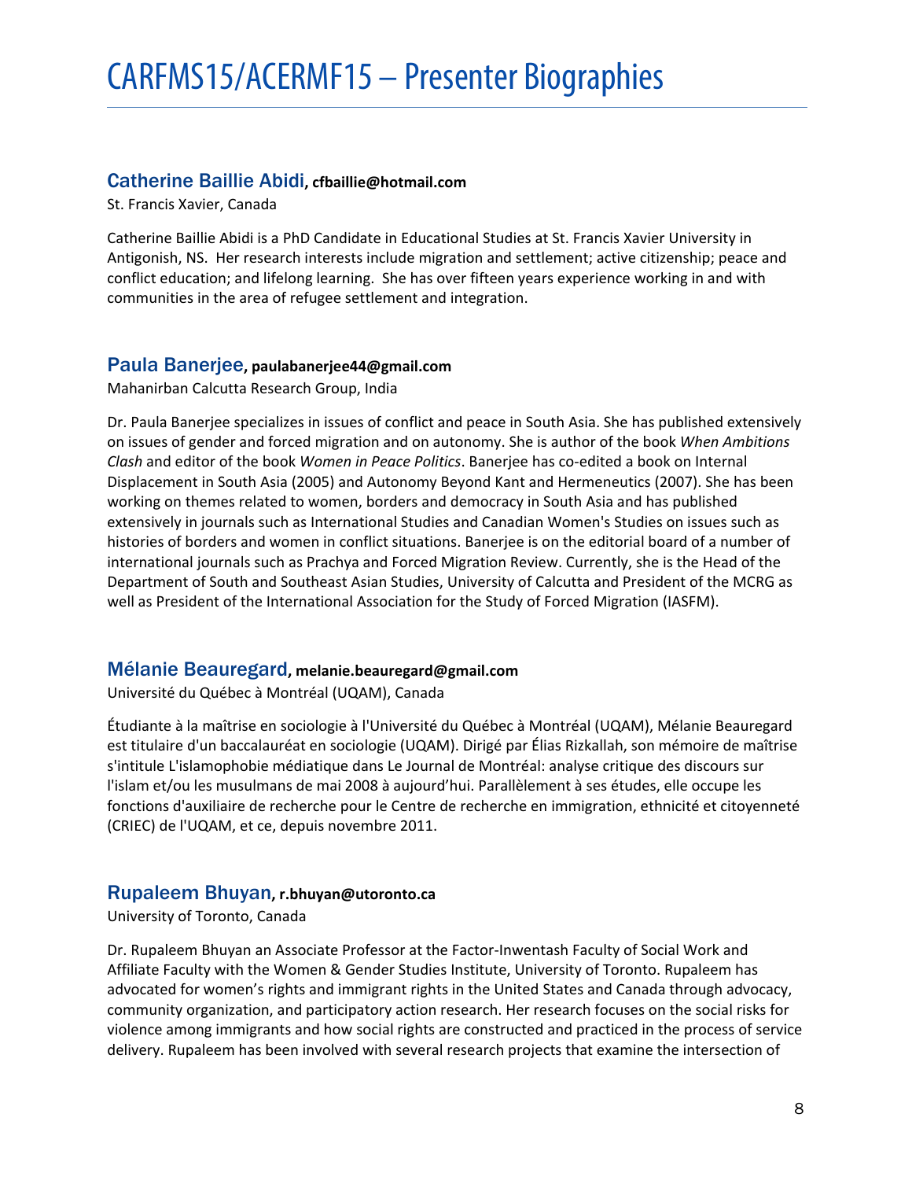# CARFMS15/ACERMF15 – Presenter Biographies

### Catherine Baillie Abidi, **cfbaillie@hotmail.com**

St. Francis Xavier, Canada

Catherine Baillie Abidi is a PhD Candidate in Educational Studies at St. Francis Xavier University in Antigonish, NS. Her research interests include migration and settlement; active citizenship; peace and conflict education; and lifelong learning. She has over fifteen years experience working in and with communities in the area of refugee settlement and integration.

### Paula Banerjee, **paulabanerjee44@gmail.com**

Mahanirban Calcutta Research Group, India

Dr. Paula Banerjee specializes in issues of conflict and peace in South Asia. She has published extensively on issues of gender and forced migration and on autonomy. She is author of the book *When Ambitions Clash* and editor of the book *Women in Peace Politics*. Banerjee has co-edited a book on Internal Displacement in South Asia (2005) and Autonomy Beyond Kant and Hermeneutics (2007). She has been working on themes related to women, borders and democracy in South Asia and has published extensively in journals such as International Studies and Canadian Women's Studies on issues such as histories of borders and women in conflict situations. Banerjee is on the editorial board of a number of international journals such as Prachya and Forced Migration Review. Currently, she is the Head of the Department of South and Southeast Asian Studies, University of Calcutta and President of the MCRG as well as President of the International Association for the Study of Forced Migration (IASFM).

### Mélanie Beauregard, **melanie.beauregard@gmail.com**

Université du Québec à Montréal (UQAM), Canada

Étudiante à la maîtrise en sociologie à l'Université du Québec à Montréal (UQAM), Mélanie Beauregard est titulaire d'un baccalauréat en sociologie (UQAM). Dirigé par Élias Rizkallah, son mémoire de maîtrise s'intitule L'islamophobie médiatique dans Le Journal de Montréal: analyse critique des discours sur l'islam et/ou les musulmans de mai 2008 à aujourd'hui. Parallèlement à ses études, elle occupe les fonctions d'auxiliaire de recherche pour le Centre de recherche en immigration, ethnicité et citoyenneté (CRIEC) de l'UQAM, et ce, depuis novembre 2011.

### Rupaleem Bhuyan, **r.bhuyan@utoronto.ca**

University of Toronto, Canada

Dr. Rupaleem Bhuyan an Associate Professor at the Factor-Inwentash Faculty of Social Work and Affiliate Faculty with the Women & Gender Studies Institute, University of Toronto. Rupaleem has advocated for women's rights and immigrant rights in the United States and Canada through advocacy, community organization, and participatory action research. Her research focuses on the social risks for violence among immigrants and how social rights are constructed and practiced in the process of service delivery. Rupaleem has been involved with several research projects that examine the intersection of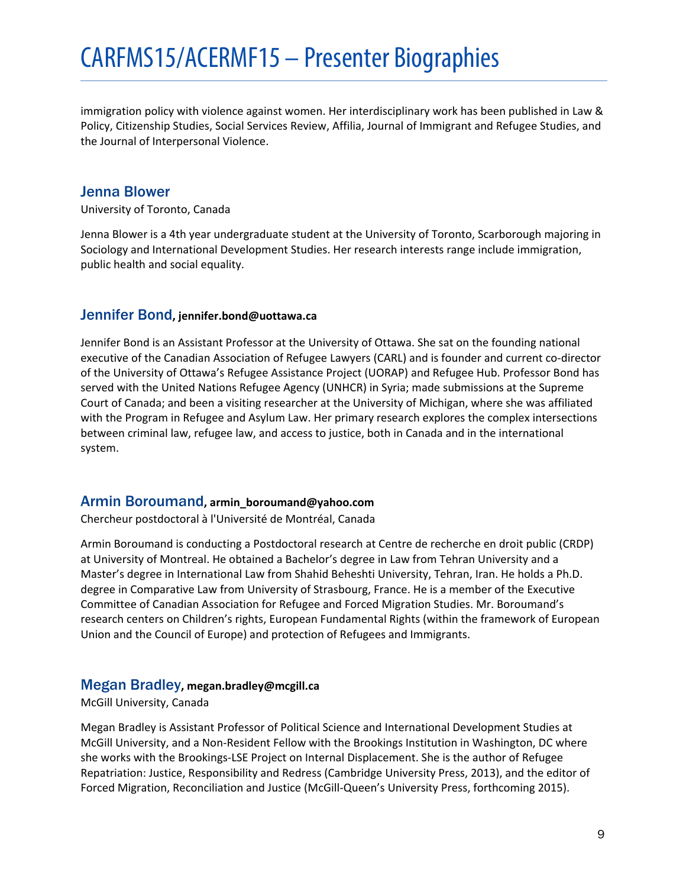immigration policy with violence against women. Her interdisciplinary work has been published in Law & Policy, Citizenship Studies, Social Services Review, Affilia, Journal of Immigrant and Refugee Studies, and the Journal of Interpersonal Violence.

## Jenna Blower

University of Toronto, Canada

Jenna Blower is a 4th year undergraduate student at the University of Toronto, Scarborough majoring in Sociology and International Development Studies. Her research interests range include immigration, public health and social equality.

## Jennifer Bond, jennifer.bond@uottawa.ca

Jennifer Bond is an Assistant Professor at the University of Ottawa. She sat on the founding national executive of the Canadian Association of Refugee Lawyers (CARL) and is founder and current co-director of the University of Ottawa's Refugee Assistance Project (UORAP) and Refugee Hub. Professor Bond has served with the United Nations Refugee Agency (UNHCR) in Syria; made submissions at the Supreme Court of Canada; and been a visiting researcher at the University of Michigan, where she was affiliated with the Program in Refugee and Asylum Law. Her primary research explores the complex intersections between criminal law, refugee law, and access to justice, both in Canada and in the international system.

## Armin Boroumand, armin_boroumand@yahoo.com

Chercheur postdoctoral à l'Université de Montréal, Canada

Armin Boroumand is conducting a Postdoctoral research at Centre de recherche en droit public (CRDP) at University of Montreal. He obtained a Bachelor's degree in Law from Tehran University and a Master's degree in International Law from Shahid Beheshti University, Tehran, Iran. He holds a Ph.D. degree in Comparative Law from University of Strasbourg, France. He is a member of the Executive Committee of Canadian Association for Refugee and Forced Migration Studies. Mr. Boroumand's research centers on Children's rights, European Fundamental Rights (within the framework of European Union and the Council of Europe) and protection of Refugees and Immigrants.

## Megan Bradley, megan.bradley@mcgill.ca

McGill University, Canada

Megan Bradley is Assistant Professor of Political Science and International Development Studies at McGill University, and a Non-Resident Fellow with the Brookings Institution in Washington, DC where she works with the Brookings-LSE Project on Internal Displacement. She is the author of Refugee Repatriation: Justice, Responsibility and Redress (Cambridge University Press, 2013), and the editor of Forced Migration, Reconciliation and Justice (McGill-Queen's University Press, forthcoming 2015).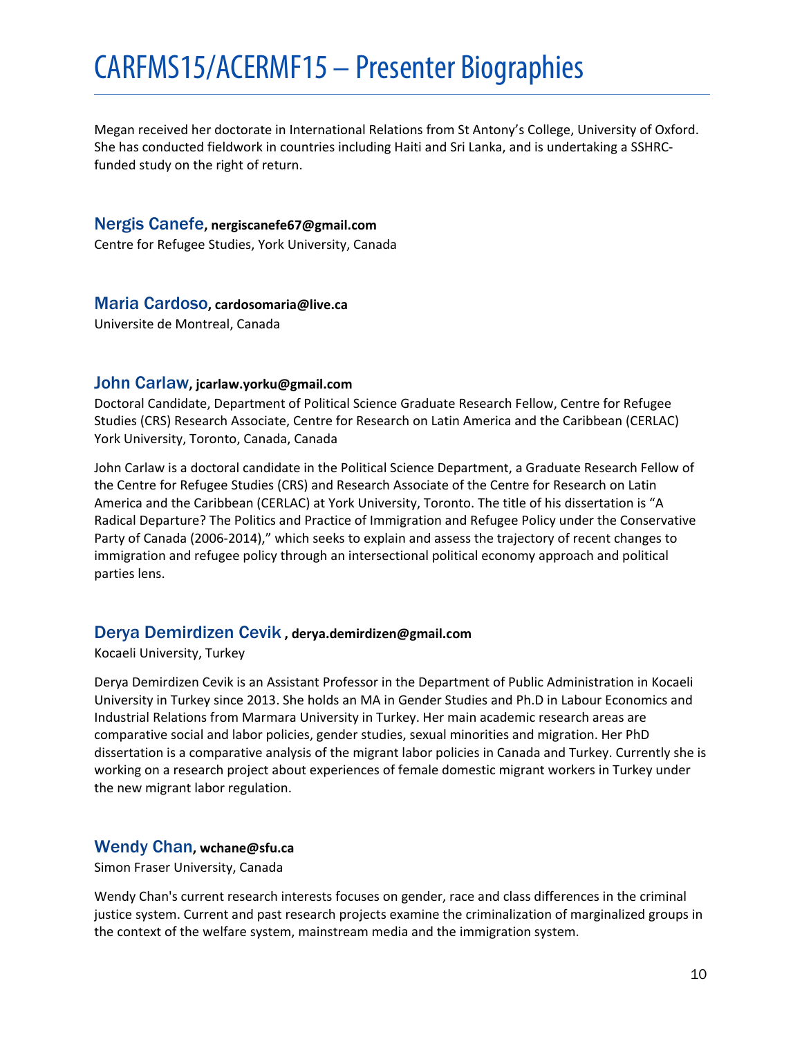Megan received her doctorate in International Relations from St Antony's College, University of Oxford. She has conducted fieldwork in countries including Haiti and Sri Lanka, and is undertaking a SSHRC-funded study on the right of return.

### Nergis Canefe, nergiscanefe67@gmail.com

Centre for Refugee Studies, York University, Canada

### Maria Cardoso, cardosomaria@live.ca

Universite de Montreal, Canada

### John Carlaw, jcarlaw.yorku@gmail.com

Doctoral Candidate, Department of Political Science Graduate Research Fellow, Centre for Refugee Studies (CRS) Research Associate, Centre for Research on Latin America and the Caribbean (CERLAC) York University, Toronto, Canada, Canada

John Carlaw is a doctoral candidate in the Political Science Department, a Graduate Research Fellow of the Centre for Refugee Studies (CRS) and Research Associate of the Centre for Research on Latin America and the Caribbean (CERLAC) at York University, Toronto. The title of his dissertation is "A Radical Departure? The Politics and Practice of Immigration and Refugee Policy under the Conservative Party of Canada (2006-2014)," which seeks to explain and assess the trajectory of recent changes to immigration and refugee policy through an intersectional political economy approach and political parties lens.

### Derya Demirdizen Cevik , derya.demirdizen@gmail.com

Kocaeli University, Turkey

Derya Demirdizen Cevik is an Assistant Professor in the Department of Public Administration in Kocaeli University in Turkey since 2013. She holds an MA in Gender Studies and Ph.D in Labour Economics and Industrial Relations from Marmara University in Turkey. Her main academic research areas are comparative social and labor policies, gender studies, sexual minorities and migration. Her PhD dissertation is a comparative analysis of the migrant labor policies in Canada and Turkey. Currently she is working on a research project about experiences of female domestic migrant workers in Turkey under the new migrant labor regulation.

### Wendy Chan, wchane@sfu.ca

Simon Fraser University, Canada

Wendy Chan's current research interests focuses on gender, race and class differences in the criminal justice system. Current and past research projects examine the criminalization of marginalized groups in the context of the welfare system, mainstream media and the immigration system.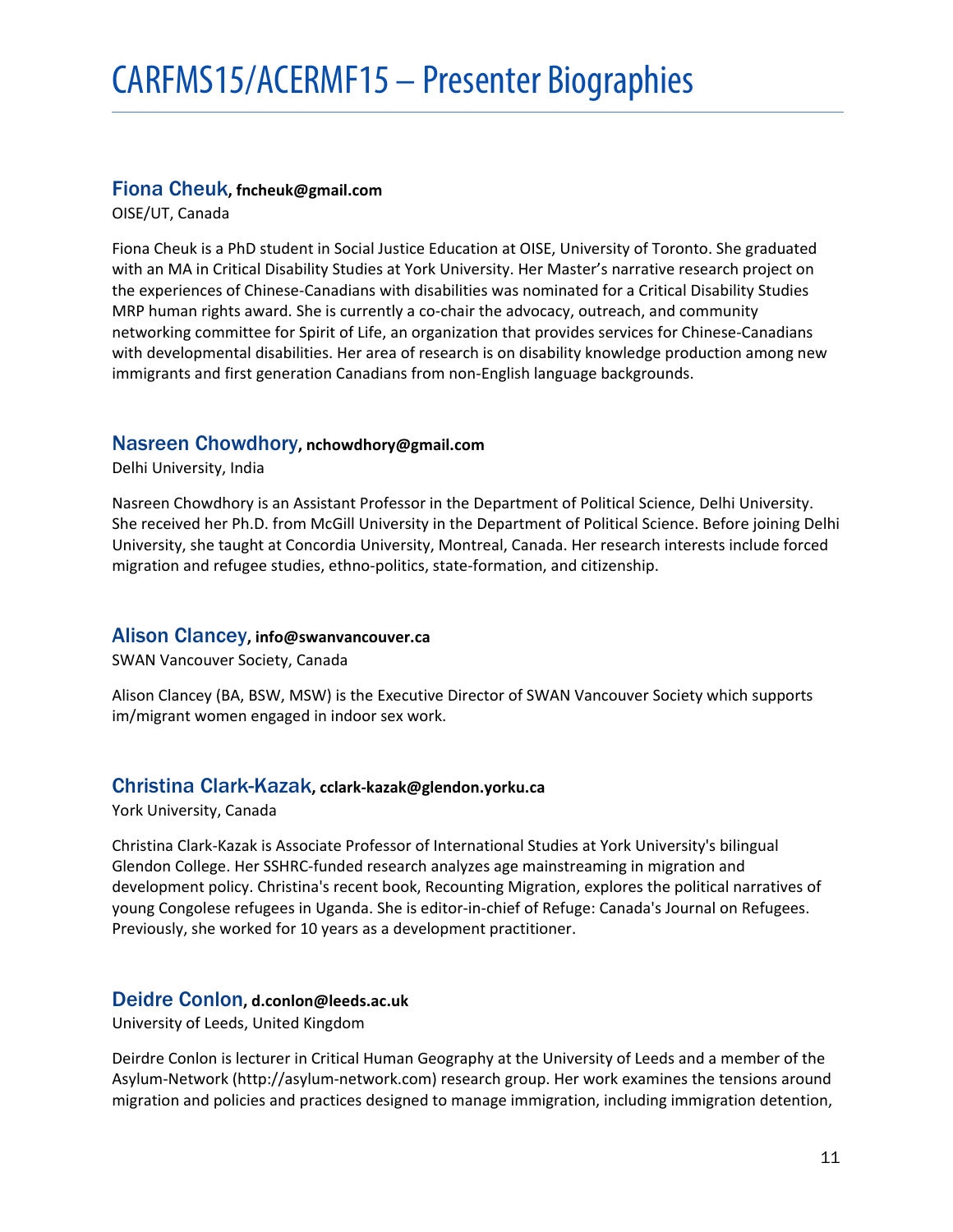# CARFMS15/ACERMF15 – Presenter Biographies

### Fiona Cheuk, **fncheuk@gmail.com**

OISE/UT, Canada

Fiona Cheuk is a PhD student in Social Justice Education at OISE, University of Toronto. She graduated with an MA in Critical Disability Studies at York University. Her Master's narrative research project on the experiences of Chinese-Canadians with disabilities was nominated for a Critical Disability Studies MRP human rights award. She is currently a co-chair the advocacy, outreach, and community networking committee for Spirit of Life, an organization that provides services for Chinese-Canadians with developmental disabilities. Her area of research is on disability knowledge production among new immigrants and first generation Canadians from non-English language backgrounds.

### Nasreen Chowdhory, **nchowdhory@gmail.com**

Delhi University, India

Nasreen Chowdhory is an Assistant Professor in the Department of Political Science, Delhi University. She received her Ph.D. from McGill University in the Department of Political Science. Before joining Delhi University, she taught at Concordia University, Montreal, Canada. Her research interests include forced migration and refugee studies, ethno-politics, state-formation, and citizenship.

### Alison Clancey, **info@swanvancouver.ca**

SWAN Vancouver Society, Canada

Alison Clancey (BA, BSW, MSW) is the Executive Director of SWAN Vancouver Society which supports im/migrant women engaged in indoor sex work.

### Christina Clark-Kazak, **cclark-kazak@glendon.yorku.ca**

York University, Canada

Christina Clark-Kazak is Associate Professor of International Studies at York University's bilingual Glendon College. Her SSHRC-funded research analyzes age mainstreaming in migration and development policy. Christina's recent book, Recounting Migration, explores the political narratives of young Congolese refugees in Uganda. She is editor-in-chief of Refuge: Canada's Journal on Refugees. Previously, she worked for 10 years as a development practitioner.

### Deidre Conlon, **d.conlon@leeds.ac.uk**

University of Leeds, United Kingdom

Deirdre Conlon is lecturer in Critical Human Geography at the University of Leeds and a member of the Asylum-Network (http://asylum-network.com) research group. Her work examines the tensions around migration and policies and practices designed to manage immigration, including immigration detention,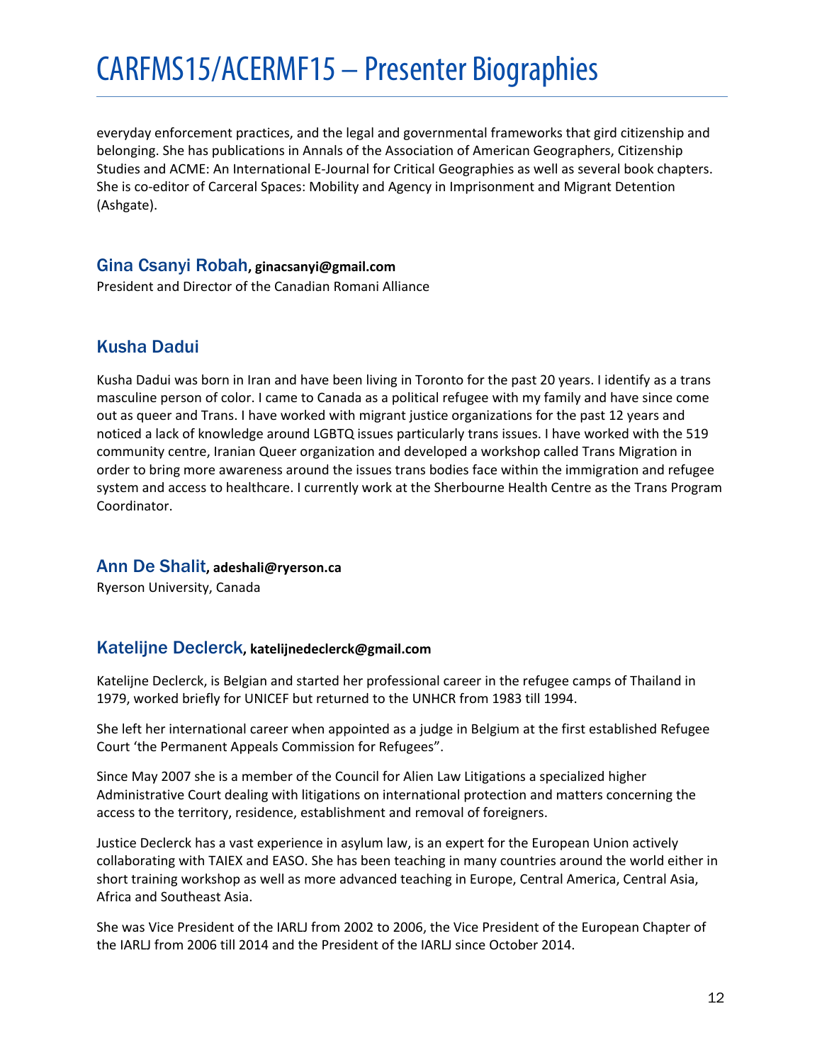everyday enforcement practices, and the legal and governmental frameworks that gird citizenship and belonging. She has publications in Annals of the Association of American Geographers, Citizenship Studies and ACME: An International E-Journal for Critical Geographies as well as several book chapters. She is co-editor of Carceral Spaces: Mobility and Agency in Imprisonment and Migrant Detention (Ashgate).

## Gina Csanyi Robah, **ginacsanyi@gmail.com**

President and Director of the Canadian Romani Alliance

## Kusha Dadui

Kusha Dadui was born in Iran and have been living in Toronto for the past 20 years. I identify as a trans masculine person of color. I came to Canada as a political refugee with my family and have since come out as queer and Trans. I have worked with migrant justice organizations for the past 12 years and noticed a lack of knowledge around LGBTQ issues particularly trans issues. I have worked with the 519 community centre, Iranian Queer organization and developed a workshop called Trans Migration in order to bring more awareness around the issues trans bodies face within the immigration and refugee system and access to healthcare. I currently work at the Sherbourne Health Centre as the Trans Program Coordinator.

## Ann De Shalit, **adeshali@ryerson.ca**

Ryerson University, Canada

## Katelijne Declerck, **katelijnedeclerck@gmail.com**

Katelijne Declerck, is Belgian and started her professional career in the refugee camps of Thailand in 1979, worked briefly for UNICEF but returned to the UNHCR from 1983 till 1994.

She left her international career when appointed as a judge in Belgium at the first established Refugee Court 'the Permanent Appeals Commission for Refugees".

Since May 2007 she is a member of the Council for Alien Law Litigations a specialized higher Administrative Court dealing with litigations on international protection and matters concerning the access to the territory, residence, establishment and removal of foreigners.

Justice Declerck has a vast experience in asylum law, is an expert for the European Union actively collaborating with TAIEX and EASO. She has been teaching in many countries around the world either in short training workshop as well as more advanced teaching in Europe, Central America, Central Asia, Africa and Southeast Asia.

She was Vice President of the IARLJ from 2002 to 2006, the Vice President of the European Chapter of the IARLJ from 2006 till 2014 and the President of the IARLJ since October 2014.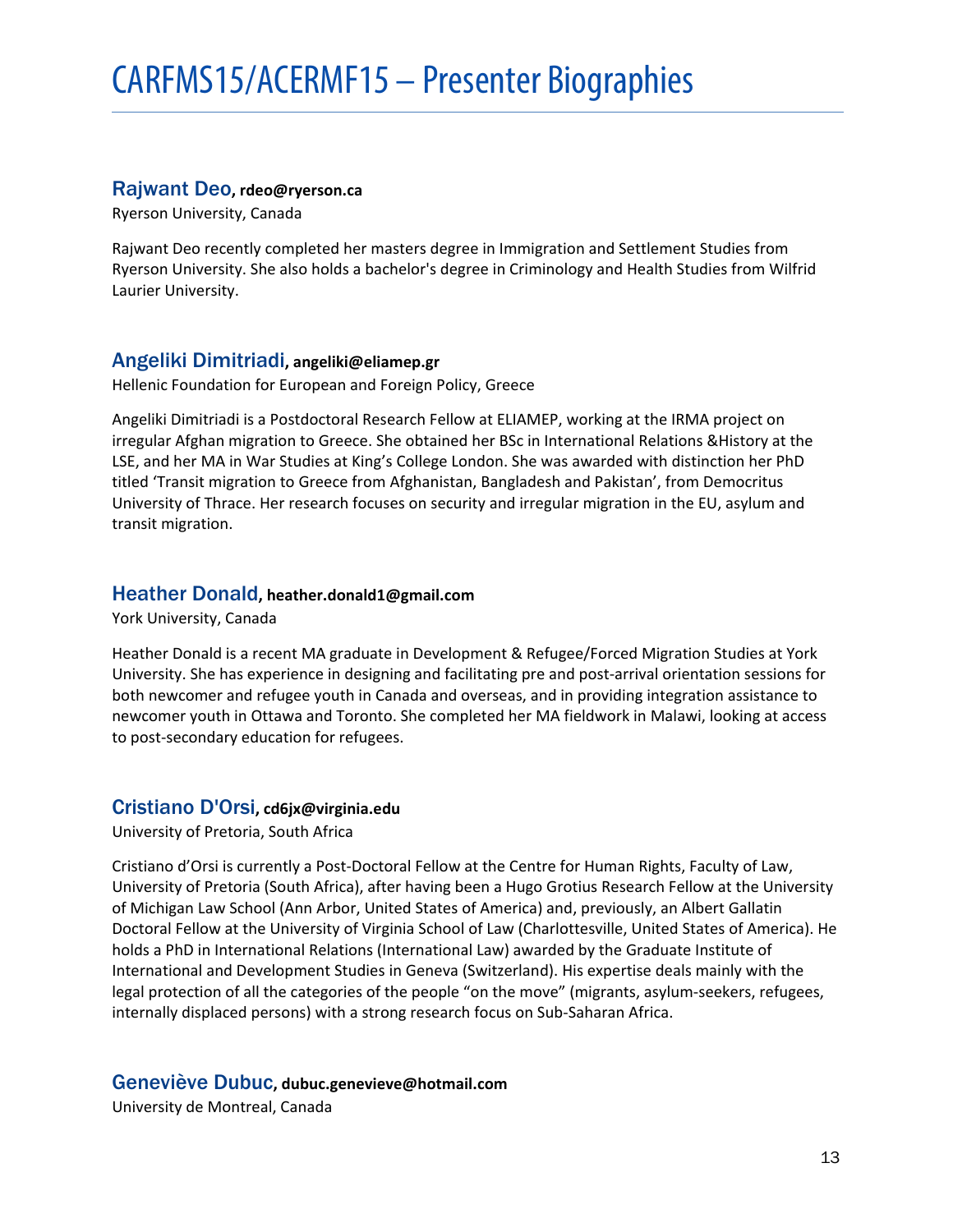# CARFMS15/ACERMF15 – Presenter Biographies

### Rajwant Deo, **rdeo@ryerson.ca**

Ryerson University, Canada

Rajwant Deo recently completed her masters degree in Immigration and Settlement Studies from Ryerson University. She also holds a bachelor's degree in Criminology and Health Studies from Wilfrid Laurier University.

### Angeliki Dimitriadi, **angeliki@eliamep.gr**

Hellenic Foundation for European and Foreign Policy, Greece

Angeliki Dimitriadi is a Postdoctoral Research Fellow at ELIAMEP, working at the IRMA project on irregular Afghan migration to Greece. She obtained her BSc in International Relations &History at the LSE, and her MA in War Studies at King's College London. She was awarded with distinction her PhD titled 'Transit migration to Greece from Afghanistan, Bangladesh and Pakistan', from Democritus University of Thrace. Her research focuses on security and irregular migration in the EU, asylum and transit migration.

### Heather Donald, **heather.donald1@gmail.com**

York University, Canada

Heather Donald is a recent MA graduate in Development & Refugee/Forced Migration Studies at York University. She has experience in designing and facilitating pre and post-arrival orientation sessions for both newcomer and refugee youth in Canada and overseas, and in providing integration assistance to newcomer youth in Ottawa and Toronto. She completed her MA fieldwork in Malawi, looking at access to post-secondary education for refugees.

### Cristiano D'Orsi, **cd6jx@virginia.edu**

University of Pretoria, South Africa

Cristiano d'Orsi is currently a Post-Doctoral Fellow at the Centre for Human Rights, Faculty of Law, University of Pretoria (South Africa), after having been a Hugo Grotius Research Fellow at the University of Michigan Law School (Ann Arbor, United States of America) and, previously, an Albert Gallatin Doctoral Fellow at the University of Virginia School of Law (Charlottesville, United States of America). He holds a PhD in International Relations (International Law) awarded by the Graduate Institute of International and Development Studies in Geneva (Switzerland). His expertise deals mainly with the legal protection of all the categories of the people "on the move" (migrants, asylum-seekers, refugees, internally displaced persons) with a strong research focus on Sub-Saharan Africa.

### Geneviève Dubuc, **dubuc.genevieve@hotmail.com**

University de Montreal, Canada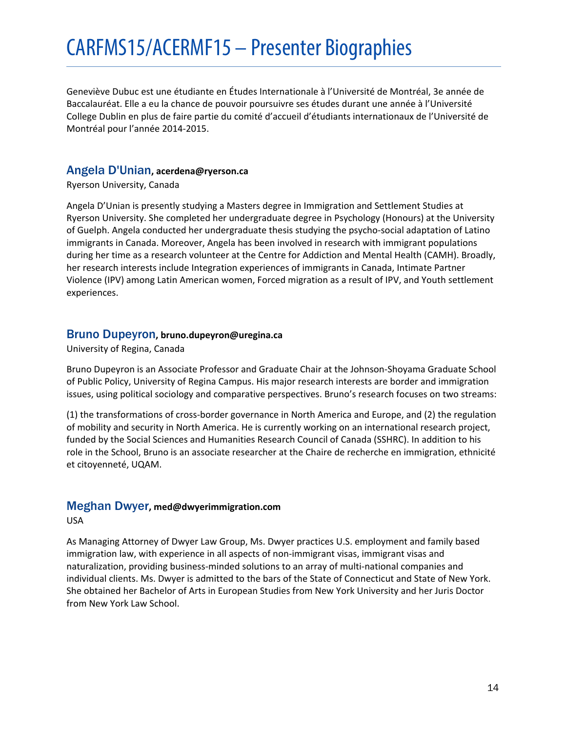Geneviève Dubuc est une étudiante en Études Internationale à l'Université de Montréal, 3e année de Baccalauréat. Elle a eu la chance de pouvoir poursuivre ses études durant une année à l'Université College Dublin en plus de faire partie du comité d'accueil d'étudiants internationaux de l'Université de Montréal pour l'année 2014-2015.

### Angela D'Unian, acerdena@ryerson.ca

Ryerson University, Canada

Angela D'Unian is presently studying a Masters degree in Immigration and Settlement Studies at Ryerson University. She completed her undergraduate degree in Psychology (Honours) at the University of Guelph. Angela conducted her undergraduate thesis studying the psycho-social adaptation of Latino immigrants in Canada. Moreover, Angela has been involved in research with immigrant populations during her time as a research volunteer at the Centre for Addiction and Mental Health (CAMH). Broadly, her research interests include Integration experiences of immigrants in Canada, Intimate Partner Violence (IPV) among Latin American women, Forced migration as a result of IPV, and Youth settlement experiences.

### Bruno Dupeyron, bruno.dupeyron@uregina.ca

University of Regina, Canada

Bruno Dupeyron is an Associate Professor and Graduate Chair at the Johnson-Shoyama Graduate School of Public Policy, University of Regina Campus. His major research interests are border and immigration issues, using political sociology and comparative perspectives. Bruno's research focuses on two streams:

(1) the transformations of cross-border governance in North America and Europe, and (2) the regulation of mobility and security in North America. He is currently working on an international research project, funded by the Social Sciences and Humanities Research Council of Canada (SSHRC). In addition to his role in the School, Bruno is an associate researcher at the Chaire de recherche en immigration, ethnicité et citoyenneté, UQAM.

### Meghan Dwyer, med@dwyerimmigration.com

USA

As Managing Attorney of Dwyer Law Group, Ms. Dwyer practices U.S. employment and family based immigration law, with experience in all aspects of non-immigrant visas, immigrant visas and naturalization, providing business-minded solutions to an array of multi-national companies and individual clients. Ms. Dwyer is admitted to the bars of the State of Connecticut and State of New York. She obtained her Bachelor of Arts in European Studies from New York University and her Juris Doctor from New York Law School.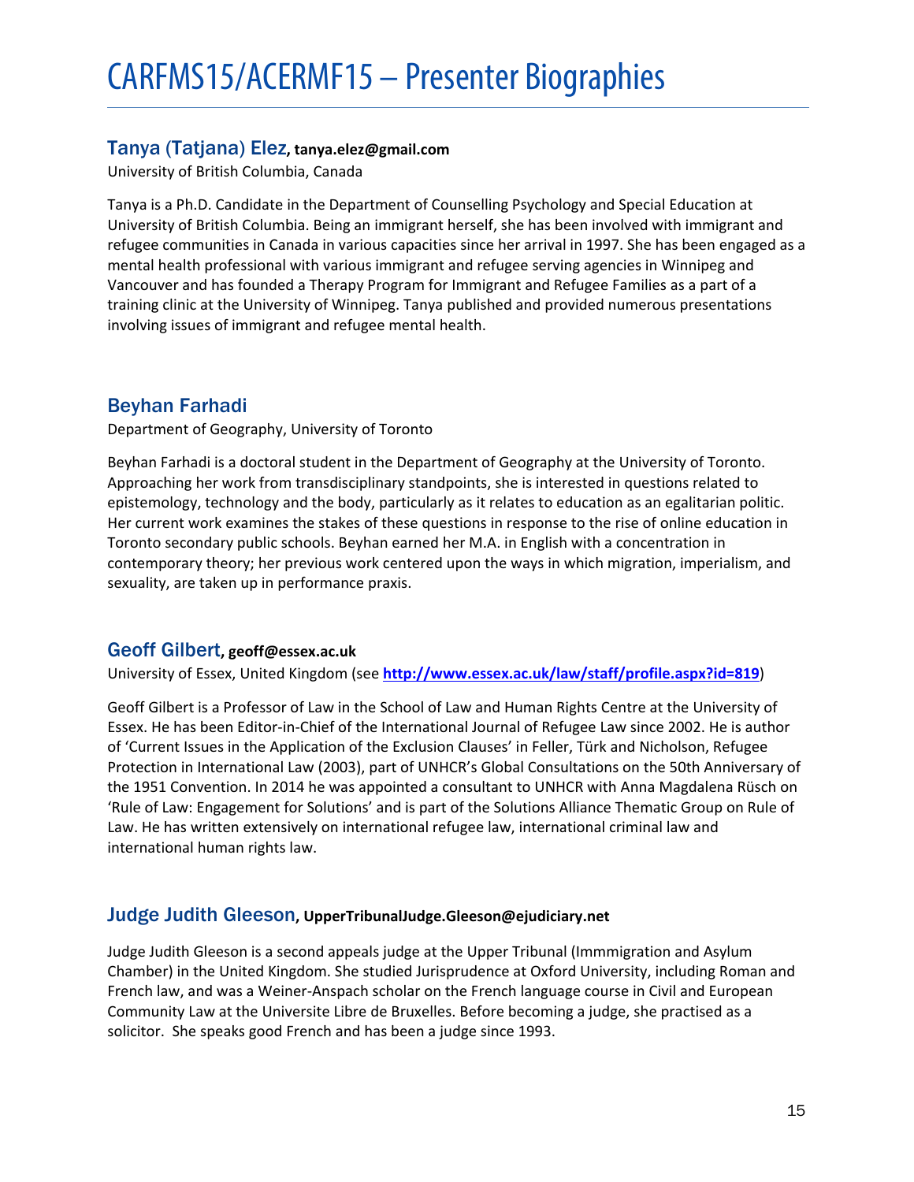# CARFMS15/ACERMF15 – Presenter Biographies

## Tanya (Tatjana) Elez, tanya.elez@gmail.com

University of British Columbia, Canada

Tanya is a Ph.D. Candidate in the Department of Counselling Psychology and Special Education at University of British Columbia. Being an immigrant herself, she has been involved with immigrant and refugee communities in Canada in various capacities since her arrival in 1997. She has been engaged as a mental health professional with various immigrant and refugee serving agencies in Winnipeg and Vancouver and has founded a Therapy Program for Immigrant and Refugee Families as a part of a training clinic at the University of Winnipeg. Tanya published and provided numerous presentations involving issues of immigrant and refugee mental health.

## Beyhan Farhadi

Department of Geography, University of Toronto

Beyhan Farhadi is a doctoral student in the Department of Geography at the University of Toronto. Approaching her work from transdisciplinary standpoints, she is interested in questions related to epistemology, technology and the body, particularly as it relates to education as an egalitarian politic. Her current work examines the stakes of these questions in response to the rise of online education in Toronto secondary public schools. Beyhan earned her M.A. in English with a concentration in contemporary theory; her previous work centered upon the ways in which migration, imperialism, and sexuality, are taken up in performance praxis.

## Geoff Gilbert, geoff@essex.ac.uk

University of Essex, United Kingdom (see **http://www.essex.ac.uk/law/staff/profile.aspx?id=819**)

Geoff Gilbert is a Professor of Law in the School of Law and Human Rights Centre at the University of Essex. He has been Editor-in-Chief of the International Journal of Refugee Law since 2002. He is author of 'Current Issues in the Application of the Exclusion Clauses' in Feller, Türk and Nicholson, Refugee Protection in International Law (2003), part of UNHCR's Global Consultations on the 50th Anniversary of the 1951 Convention. In 2014 he was appointed a consultant to UNHCR with Anna Magdalena Rüsch on 'Rule of Law: Engagement for Solutions' and is part of the Solutions Alliance Thematic Group on Rule of Law. He has written extensively on international refugee law, international criminal law and international human rights law.

## Judge Judith Gleeson, UpperTribunalJudge.Gleeson@ejudiciary.net

Judge Judith Gleeson is a second appeals judge at the Upper Tribunal (Immmigration and Asylum Chamber) in the United Kingdom. She studied Jurisprudence at Oxford University, including Roman and French law, and was a Weiner-Anspach scholar on the French language course in Civil and European Community Law at the Universite Libre de Bruxelles. Before becoming a judge, she practised as a solicitor. She speaks good French and has been a judge since 1993.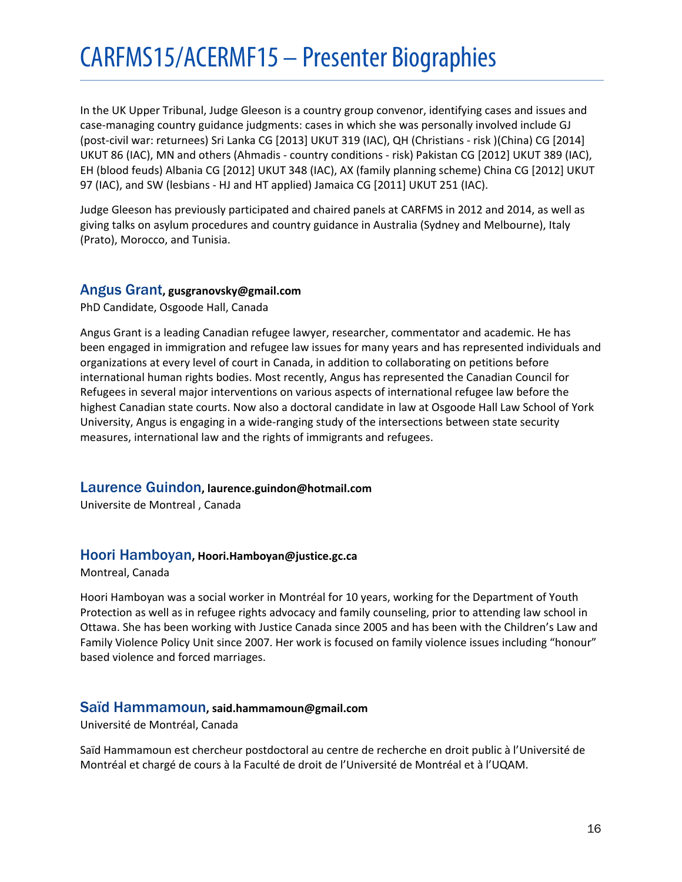In the UK Upper Tribunal, Judge Gleeson is a country group convenor, identifying cases and issues and case-managing country guidance judgments: cases in which she was personally involved include GJ (post-civil war: returnees) Sri Lanka CG [2013] UKUT 319 (IAC), QH (Christians - risk )(China) CG [2014] UKUT 86 (IAC), MN and others (Ahmadis - country conditions - risk) Pakistan CG [2012] UKUT 389 (IAC), EH (blood feuds) Albania CG [2012] UKUT 348 (IAC), AX (family planning scheme) China CG [2012] UKUT 97 (IAC), and SW (lesbians - HJ and HT applied) Jamaica CG [2011] UKUT 251 (IAC).

Judge Gleeson has previously participated and chaired panels at CARFMS in 2012 and 2014, as well as giving talks on asylum procedures and country guidance in Australia (Sydney and Melbourne), Italy (Prato), Morocco, and Tunisia.

### Angus Grant, gusgranovsky@gmail.com

PhD Candidate, Osgoode Hall, Canada

Angus Grant is a leading Canadian refugee lawyer, researcher, commentator and academic. He has been engaged in immigration and refugee law issues for many years and has represented individuals and organizations at every level of court in Canada, in addition to collaborating on petitions before international human rights bodies. Most recently, Angus has represented the Canadian Council for Refugees in several major interventions on various aspects of international refugee law before the highest Canadian state courts. Now also a doctoral candidate in law at Osgoode Hall Law School of York University, Angus is engaging in a wide-ranging study of the intersections between state security measures, international law and the rights of immigrants and refugees.

### Laurence Guindon, laurence.guindon@hotmail.com

Universite de Montreal , Canada

### Hoori Hamboyan, Hoori.Hamboyan@justice.gc.ca

Montreal, Canada

Hoori Hamboyan was a social worker in Montréal for 10 years, working for the Department of Youth Protection as well as in refugee rights advocacy and family counseling, prior to attending law school in Ottawa. She has been working with Justice Canada since 2005 and has been with the Children's Law and Family Violence Policy Unit since 2007. Her work is focused on family violence issues including "honour" based violence and forced marriages.

### Saïd Hammamoun, said.hammamoun@gmail.com

Université de Montréal, Canada

Saïd Hammamoun est chercheur postdoctoral au centre de recherche en droit public à l'Université de Montréal et chargé de cours à la Faculté de droit de l'Université de Montréal et à l'UQAM.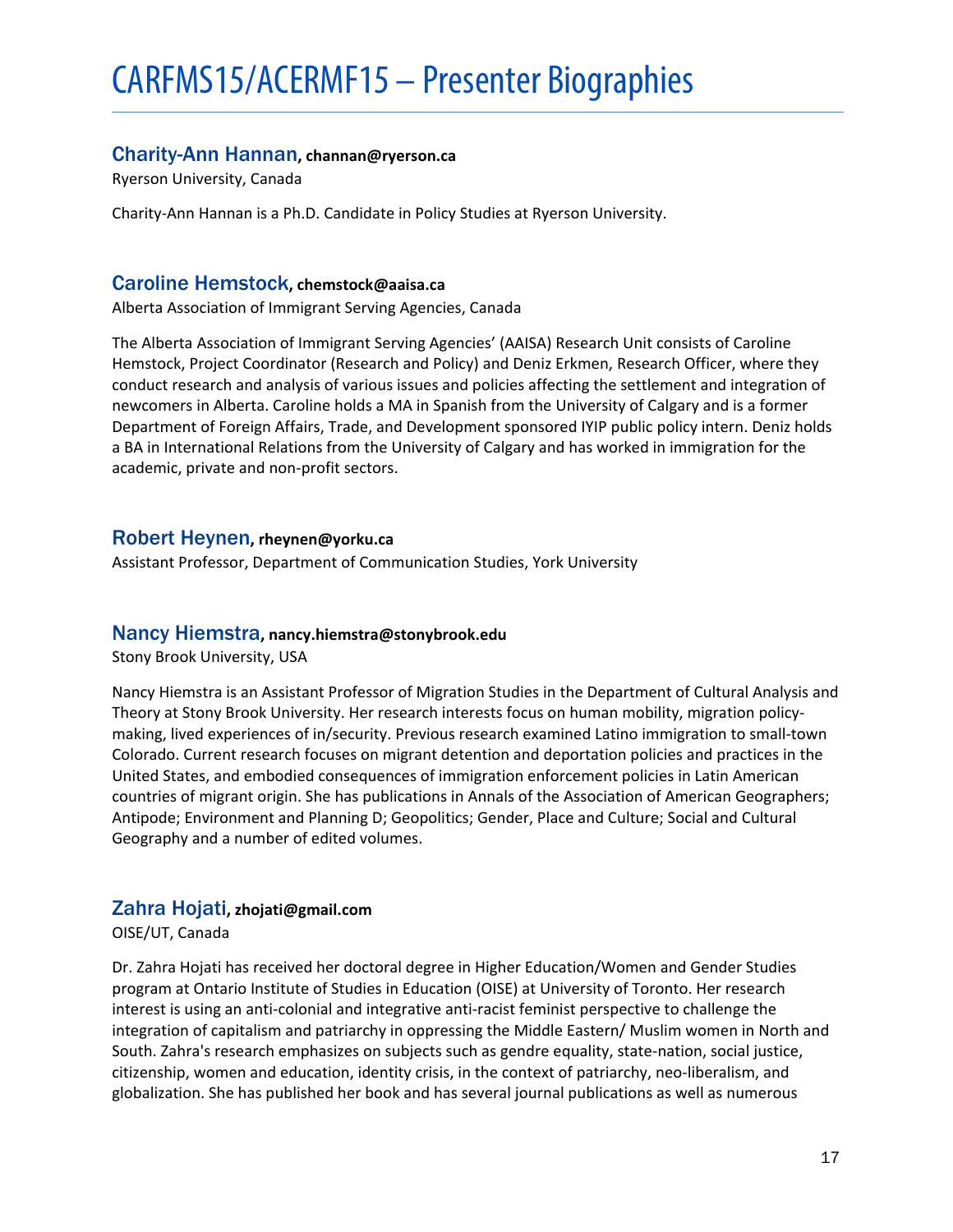# CARFMS15/ACERMF15 – Presenter Biographies

### Charity-Ann Hannan, **channan@ryerson.ca**

Ryerson University, Canada

Charity-Ann Hannan is a Ph.D. Candidate in Policy Studies at Ryerson University.

### Caroline Hemstock, **chemstock@aaisa.ca**

Alberta Association of Immigrant Serving Agencies, Canada

The Alberta Association of Immigrant Serving Agencies' (AAISA) Research Unit consists of Caroline Hemstock, Project Coordinator (Research and Policy) and Deniz Erkmen, Research Officer, where they conduct research and analysis of various issues and policies affecting the settlement and integration of newcomers in Alberta. Caroline holds a MA in Spanish from the University of Calgary and is a former Department of Foreign Affairs, Trade, and Development sponsored IYIP public policy intern. Deniz holds a BA in International Relations from the University of Calgary and has worked in immigration for the academic, private and non-profit sectors.

### Robert Heynen, **rheynen@yorku.ca**

Assistant Professor, Department of Communication Studies, York University

### Nancy Hiemstra, **nancy.hiemstra@stonybrook.edu**

Stony Brook University, USA

Nancy Hiemstra is an Assistant Professor of Migration Studies in the Department of Cultural Analysis and Theory at Stony Brook University. Her research interests focus on human mobility, migration policy-making, lived experiences of in/security. Previous research examined Latino immigration to small-town Colorado. Current research focuses on migrant detention and deportation policies and practices in the United States, and embodied consequences of immigration enforcement policies in Latin American countries of migrant origin. She has publications in Annals of the Association of American Geographers; Antipode; Environment and Planning D; Geopolitics; Gender, Place and Culture; Social and Cultural Geography and a number of edited volumes.

### Zahra Hojati, **zhojati@gmail.com**

OISE/UT, Canada

Dr. Zahra Hojati has received her doctoral degree in Higher Education/Women and Gender Studies program at Ontario Institute of Studies in Education (OISE) at University of Toronto. Her research interest is using an anti-colonial and integrative anti-racist feminist perspective to challenge the integration of capitalism and patriarchy in oppressing the Middle Eastern/ Muslim women in North and South. Zahra's research emphasizes on subjects such as gendre equality, state-nation, social justice, citizenship, women and education, identity crisis, in the context of patriarchy, neo-liberalism, and globalization. She has published her book and has several journal publications as well as numerous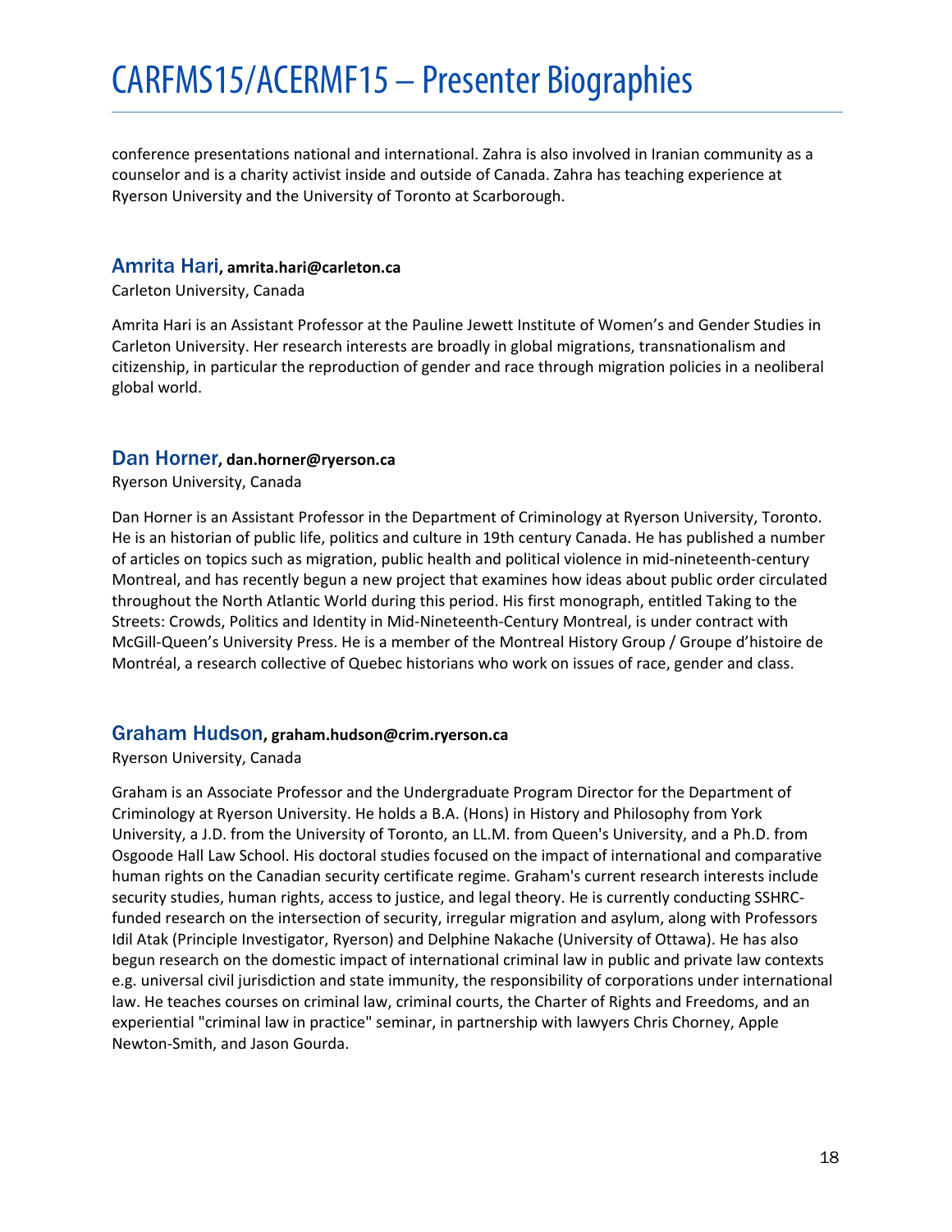conference presentations national and international. Zahra is also involved in Iranian community as a counselor and is a charity activist inside and outside of Canada. Zahra has teaching experience at Ryerson University and the University of Toronto at Scarborough.

### Amrita Hari, **amrita.hari@carleton.ca**

Carleton University, Canada

Amrita Hari is an Assistant Professor at the Pauline Jewett Institute of Women's and Gender Studies in Carleton University. Her research interests are broadly in global migrations, transnationalism and citizenship, in particular the reproduction of gender and race through migration policies in a neoliberal global world.

### Dan Horner, **dan.horner@ryerson.ca**

Ryerson University, Canada

Dan Horner is an Assistant Professor in the Department of Criminology at Ryerson University, Toronto. He is an historian of public life, politics and culture in 19th century Canada. He has published a number of articles on topics such as migration, public health and political violence in mid-nineteenth-century Montreal, and has recently begun a new project that examines how ideas about public order circulated throughout the North Atlantic World during this period. His first monograph, entitled Taking to the Streets: Crowds, Politics and Identity in Mid-Nineteenth-Century Montreal, is under contract with McGill-Queen's University Press. He is a member of the Montreal History Group / Groupe d'histoire de Montréal, a research collective of Quebec historians who work on issues of race, gender and class.

### Graham Hudson, **graham.hudson@crim.ryerson.ca**

Ryerson University, Canada

Graham is an Associate Professor and the Undergraduate Program Director for the Department of Criminology at Ryerson University. He holds a B.A. (Hons) in History and Philosophy from York University, a J.D. from the University of Toronto, an LL.M. from Queen's University, and a Ph.D. from Osgoode Hall Law School. His doctoral studies focused on the impact of international and comparative human rights on the Canadian security certificate regime. Graham's current research interests include security studies, human rights, access to justice, and legal theory. He is currently conducting SSHRC-funded research on the intersection of security, irregular migration and asylum, along with Professors Idil Atak (Principle Investigator, Ryerson) and Delphine Nakache (University of Ottawa). He has also begun research on the domestic impact of international criminal law in public and private law contexts e.g. universal civil jurisdiction and state immunity, the responsibility of corporations under international law. He teaches courses on criminal law, criminal courts, the Charter of Rights and Freedoms, and an experiential "criminal law in practice" seminar, in partnership with lawyers Chris Chorney, Apple Newton-Smith, and Jason Gourda.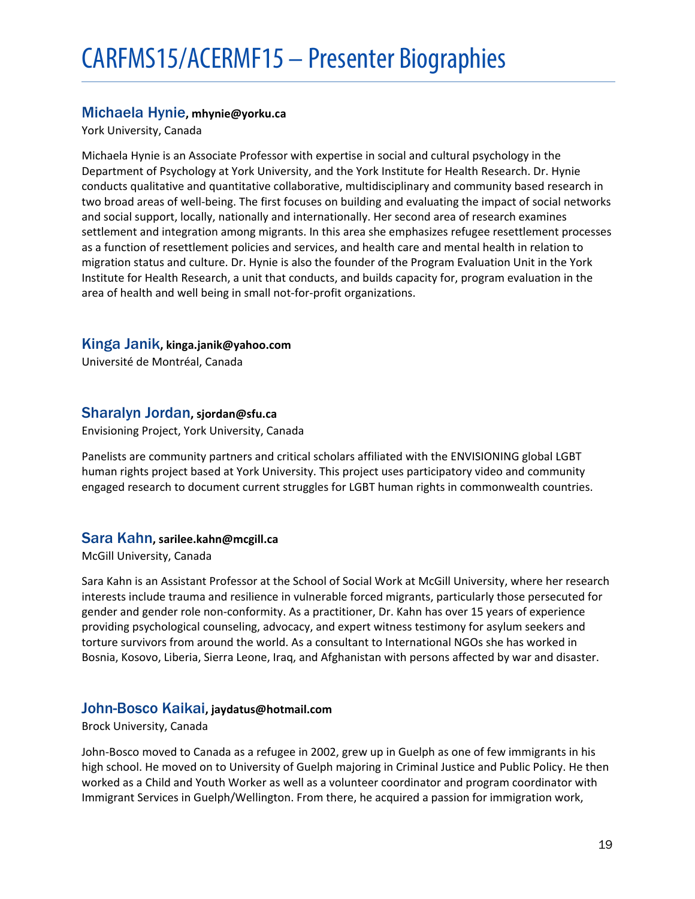# CARFMS15/ACERMF15 – Presenter Biographies

### Michaela Hynie, **mhynie@yorku.ca**

York University, Canada

Michaela Hynie is an Associate Professor with expertise in social and cultural psychology in the Department of Psychology at York University, and the York Institute for Health Research. Dr. Hynie conducts qualitative and quantitative collaborative, multidisciplinary and community based research in two broad areas of well-being. The first focuses on building and evaluating the impact of social networks and social support, locally, nationally and internationally. Her second area of research examines settlement and integration among migrants. In this area she emphasizes refugee resettlement processes as a function of resettlement policies and services, and health care and mental health in relation to migration status and culture. Dr. Hynie is also the founder of the Program Evaluation Unit in the York Institute for Health Research, a unit that conducts, and builds capacity for, program evaluation in the area of health and well being in small not-for-profit organizations.

### Kinga Janik, **kinga.janik@yahoo.com**

Université de Montréal, Canada

### Sharalyn Jordan, **sjordan@sfu.ca**

Envisioning Project, York University, Canada

Panelists are community partners and critical scholars affiliated with the ENVISIONING global LGBT human rights project based at York University. This project uses participatory video and community engaged research to document current struggles for LGBT human rights in commonwealth countries.

### Sara Kahn, **sarilee.kahn@mcgill.ca**

McGill University, Canada

Sara Kahn is an Assistant Professor at the School of Social Work at McGill University, where her research interests include trauma and resilience in vulnerable forced migrants, particularly those persecuted for gender and gender role non-conformity. As a practitioner, Dr. Kahn has over 15 years of experience providing psychological counseling, advocacy, and expert witness testimony for asylum seekers and torture survivors from around the world. As a consultant to International NGOs she has worked in Bosnia, Kosovo, Liberia, Sierra Leone, Iraq, and Afghanistan with persons affected by war and disaster.

### John-Bosco Kaikai, **jaydatus@hotmail.com**

Brock University, Canada

John-Bosco moved to Canada as a refugee in 2002, grew up in Guelph as one of few immigrants in his high school. He moved on to University of Guelph majoring in Criminal Justice and Public Policy. He then worked as a Child and Youth Worker as well as a volunteer coordinator and program coordinator with Immigrant Services in Guelph/Wellington. From there, he acquired a passion for immigration work,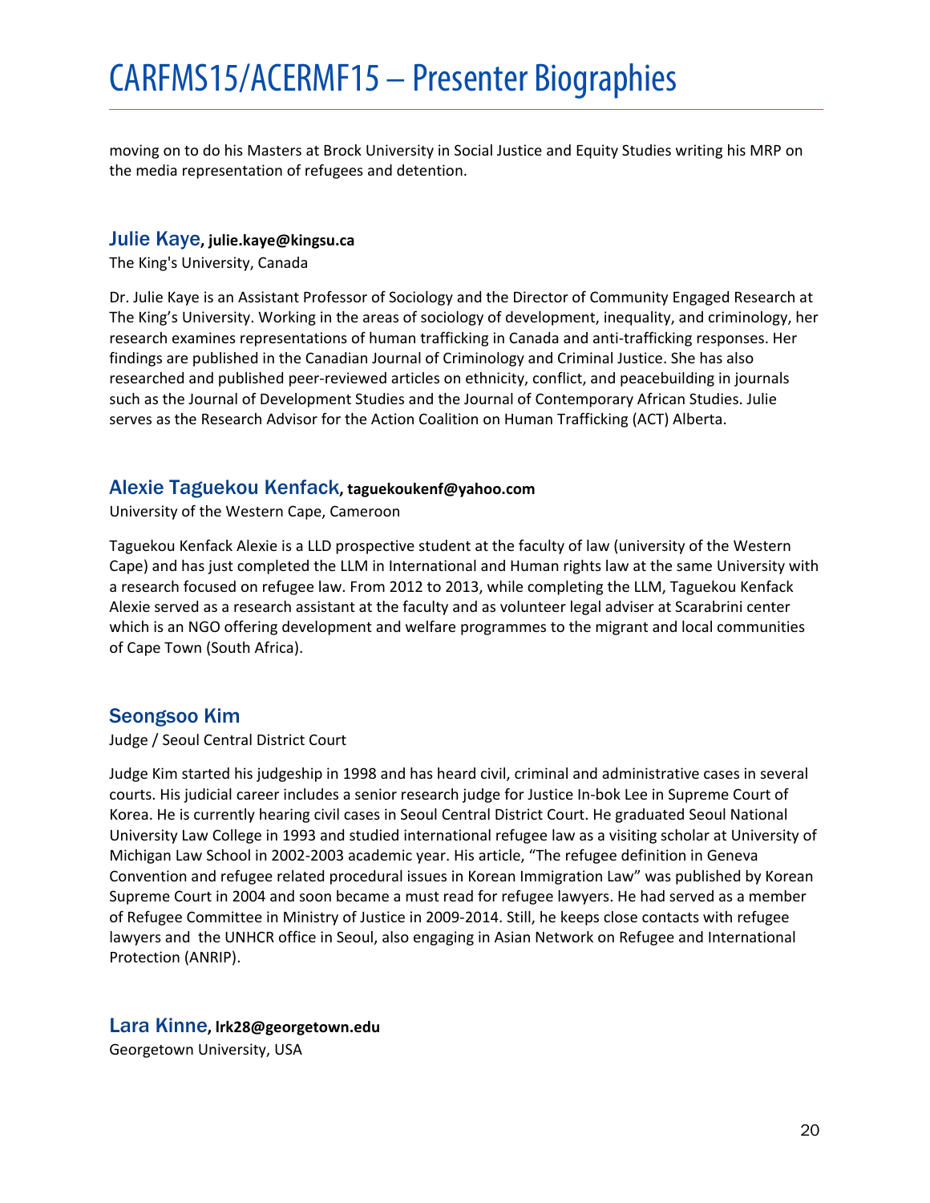moving on to do his Masters at Brock University in Social Justice and Equity Studies writing his MRP on the media representation of refugees and detention.

### Julie Kaye, julie.kaye@kingsu.ca

The King's University, Canada

Dr. Julie Kaye is an Assistant Professor of Sociology and the Director of Community Engaged Research at The King's University. Working in the areas of sociology of development, inequality, and criminology, her research examines representations of human trafficking in Canada and anti-trafficking responses. Her findings are published in the Canadian Journal of Criminology and Criminal Justice. She has also researched and published peer-reviewed articles on ethnicity, conflict, and peacebuilding in journals such as the Journal of Development Studies and the Journal of Contemporary African Studies. Julie serves as the Research Advisor for the Action Coalition on Human Trafficking (ACT) Alberta.

### Alexie Taguekou Kenfack, taguekoukenf@yahoo.com

University of the Western Cape, Cameroon

Taguekou Kenfack Alexie is a LLD prospective student at the faculty of law (university of the Western Cape) and has just completed the LLM in International and Human rights law at the same University with a research focused on refugee law. From 2012 to 2013, while completing the LLM, Taguekou Kenfack Alexie served as a research assistant at the faculty and as volunteer legal adviser at Scarabrini center which is an NGO offering development and welfare programmes to the migrant and local communities of Cape Town (South Africa).

### Seongsoo Kim

Judge / Seoul Central District Court

Judge Kim started his judgeship in 1998 and has heard civil, criminal and administrative cases in several courts. His judicial career includes a senior research judge for Justice In-bok Lee in Supreme Court of Korea. He is currently hearing civil cases in Seoul Central District Court. He graduated Seoul National University Law College in 1993 and studied international refugee law as a visiting scholar at University of Michigan Law School in 2002-2003 academic year. His article, "The refugee definition in Geneva Convention and refugee related procedural issues in Korean Immigration Law" was published by Korean Supreme Court in 2004 and soon became a must read for refugee lawyers. He had served as a member of Refugee Committee in Ministry of Justice in 2009-2014. Still, he keeps close contacts with refugee lawyers and the UNHCR office in Seoul, also engaging in Asian Network on Refugee and International Protection (ANRIP).

### Lara Kinne, lrk28@georgetown.edu

Georgetown University, USA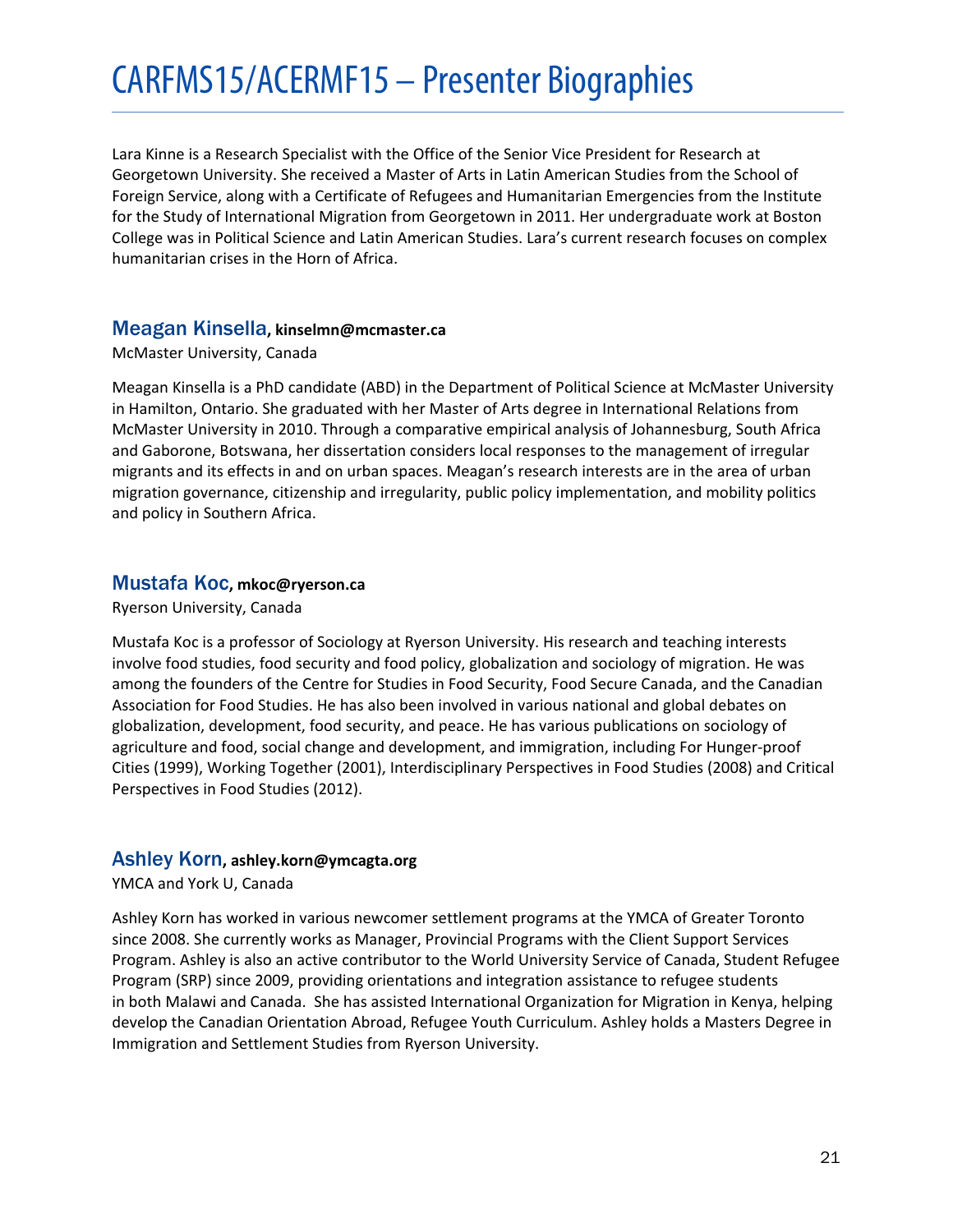Lara Kinne is a Research Specialist with the Office of the Senior Vice President for Research at Georgetown University. She received a Master of Arts in Latin American Studies from the School of Foreign Service, along with a Certificate of Refugees and Humanitarian Emergencies from the Institute for the Study of International Migration from Georgetown in 2011. Her undergraduate work at Boston College was in Political Science and Latin American Studies. Lara's current research focuses on complex humanitarian crises in the Horn of Africa.

### Meagan Kinsella, **kinselmn@mcmaster.ca**

McMaster University, Canada

Meagan Kinsella is a PhD candidate (ABD) in the Department of Political Science at McMaster University in Hamilton, Ontario. She graduated with her Master of Arts degree in International Relations from McMaster University in 2010. Through a comparative empirical analysis of Johannesburg, South Africa and Gaborone, Botswana, her dissertation considers local responses to the management of irregular migrants and its effects in and on urban spaces. Meagan's research interests are in the area of urban migration governance, citizenship and irregularity, public policy implementation, and mobility politics and policy in Southern Africa.

### Mustafa Koc, **mkoc@ryerson.ca**

Ryerson University, Canada

Mustafa Koc is a professor of Sociology at Ryerson University. His research and teaching interests involve food studies, food security and food policy, globalization and sociology of migration. He was among the founders of the Centre for Studies in Food Security, Food Secure Canada, and the Canadian Association for Food Studies. He has also been involved in various national and global debates on globalization, development, food security, and peace. He has various publications on sociology of agriculture and food, social change and development, and immigration, including For Hunger-proof Cities (1999), Working Together (2001), Interdisciplinary Perspectives in Food Studies (2008) and Critical Perspectives in Food Studies (2012).

### Ashley Korn, **ashley.korn@ymcagta.org**

YMCA and York U, Canada

Ashley Korn has worked in various newcomer settlement programs at the YMCA of Greater Toronto since 2008. She currently works as Manager, Provincial Programs with the Client Support Services Program. Ashley is also an active contributor to the World University Service of Canada, Student Refugee Program (SRP) since 2009, providing orientations and integration assistance to refugee students in both Malawi and Canada. She has assisted International Organization for Migration in Kenya, helping develop the Canadian Orientation Abroad, Refugee Youth Curriculum. Ashley holds a Masters Degree in Immigration and Settlement Studies from Ryerson University.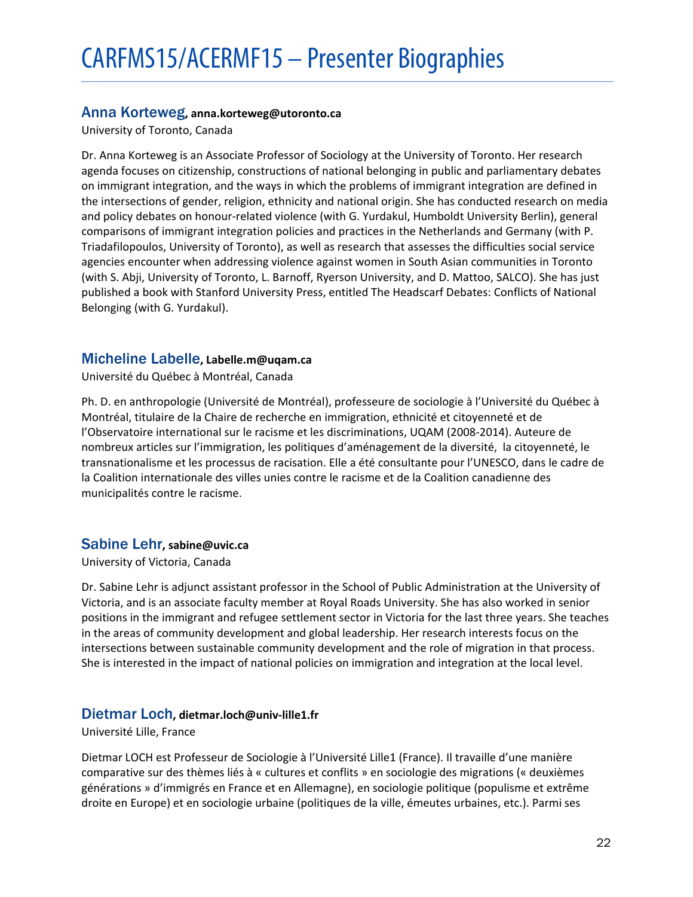## Anna Korteweg, anna.korteweg@utoronto.ca

University of Toronto, Canada

Dr. Anna Korteweg is an Associate Professor of Sociology at the University of Toronto. Her research agenda focuses on citizenship, constructions of national belonging in public and parliamentary debates on immigrant integration, and the ways in which the problems of immigrant integration are defined in the intersections of gender, religion, ethnicity and national origin. She has conducted research on media and policy debates on honour-related violence (with G. Yurdakul, Humboldt University Berlin), general comparisons of immigrant integration policies and practices in the Netherlands and Germany (with P. Triadafilopoulos, University of Toronto), as well as research that assesses the difficulties social service agencies encounter when addressing violence against women in South Asian communities in Toronto (with S. Abji, University of Toronto, L. Barnoff, Ryerson University, and D. Mattoo, SALCO). She has just published a book with Stanford University Press, entitled The Headscarf Debates: Conflicts of National Belonging (with G. Yurdakul).

## Micheline Labelle, Labelle.m@uqam.ca

Université du Québec à Montréal, Canada

Ph. D. en anthropologie (Université de Montréal), professeure de sociologie à l'Université du Québec à Montréal, titulaire de la Chaire de recherche en immigration, ethnicité et citoyenneté et de l'Observatoire international sur le racisme et les discriminations, UQAM (2008-2014). Auteure de nombreux articles sur l'immigration, les politiques d'aménagement de la diversité, la citoyenneté, le transnationalisme et les processus de racisation. Elle a été consultante pour l'UNESCO, dans le cadre de la Coalition internationale des villes unies contre le racisme et de la Coalition canadienne des municipalités contre le racisme.

## Sabine Lehr, sabine@uvic.ca

University of Victoria, Canada

Dr. Sabine Lehr is adjunct assistant professor in the School of Public Administration at the University of Victoria, and is an associate faculty member at Royal Roads University. She has also worked in senior positions in the immigrant and refugee settlement sector in Victoria for the last three years. She teaches in the areas of community development and global leadership. Her research interests focus on the intersections between sustainable community development and the role of migration in that process. She is interested in the impact of national policies on immigration and integration at the local level.

## Dietmar Loch, dietmar.loch@univ-lille1.fr

Université Lille, France

Dietmar LOCH est Professeur de Sociologie à l'Université Lille1 (France). Il travaille d'une manière comparative sur des thèmes liés à « cultures et conflits » en sociologie des migrations (« deuxièmes générations » d'immigrés en France et en Allemagne), en sociologie politique (populisme et extrême droite en Europe) et en sociologie urbaine (politiques de la ville, émeutes urbaines, etc.). Parmi ses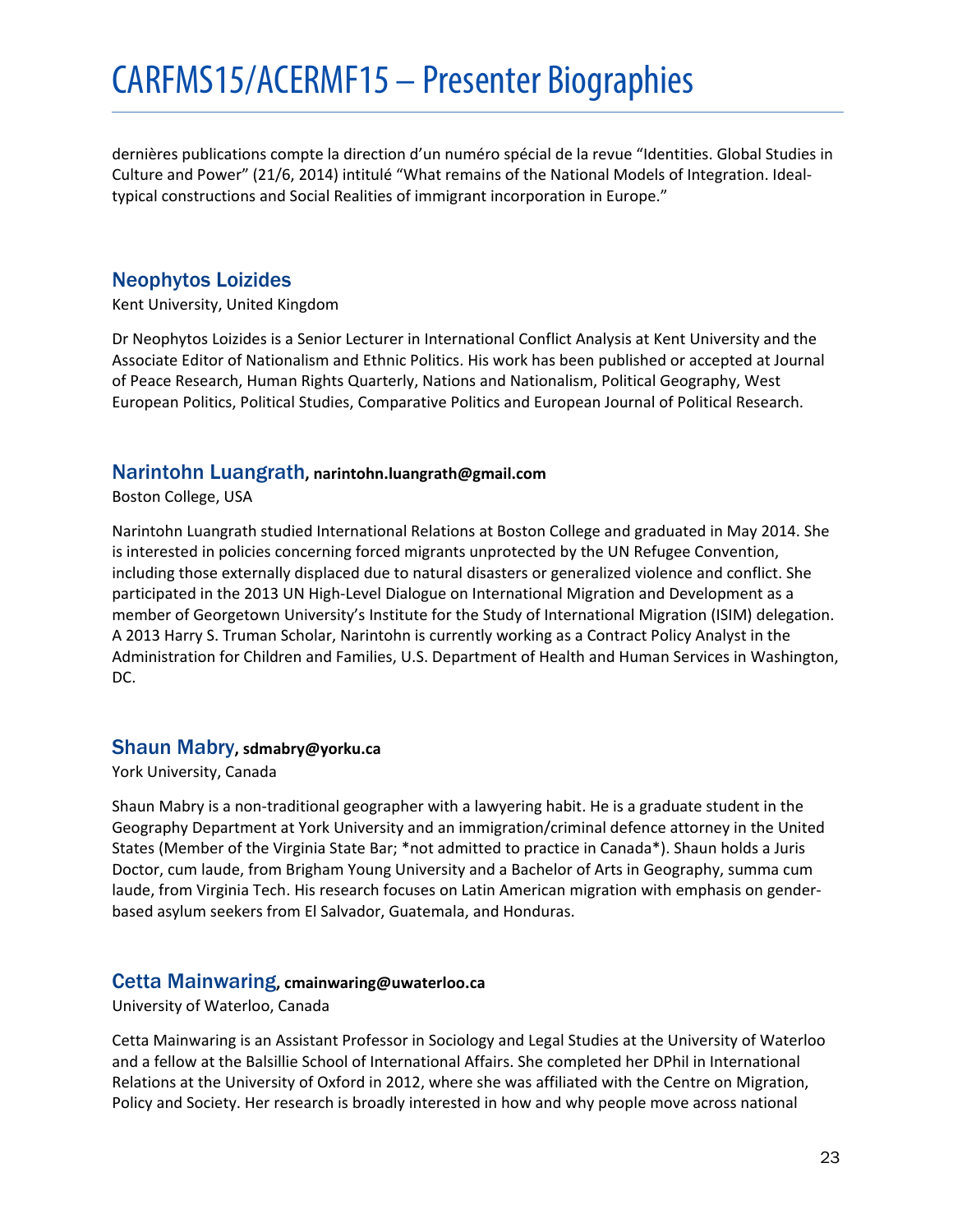dernières publications compte la direction d'un numéro spécial de la revue "Identities. Global Studies in Culture and Power" (21/6, 2014) intitulé "What remains of the National Models of Integration. Ideal-typical constructions and Social Realities of immigrant incorporation in Europe."

## Neophytos Loizides

Kent University, United Kingdom

Dr Neophytos Loizides is a Senior Lecturer in International Conflict Analysis at Kent University and the Associate Editor of Nationalism and Ethnic Politics. His work has been published or accepted at Journal of Peace Research, Human Rights Quarterly, Nations and Nationalism, Political Geography, West European Politics, Political Studies, Comparative Politics and European Journal of Political Research.

## Narintohn Luangrath, **narintohn.luangrath@gmail.com**

Boston College, USA

Narintohn Luangrath studied International Relations at Boston College and graduated in May 2014. She is interested in policies concerning forced migrants unprotected by the UN Refugee Convention, including those externally displaced due to natural disasters or generalized violence and conflict. She participated in the 2013 UN High-Level Dialogue on International Migration and Development as a member of Georgetown University's Institute for the Study of International Migration (ISIM) delegation. A 2013 Harry S. Truman Scholar, Narintohn is currently working as a Contract Policy Analyst in the Administration for Children and Families, U.S. Department of Health and Human Services in Washington, DC.

## Shaun Mabry, **sdmabry@yorku.ca**

York University, Canada

Shaun Mabry is a non-traditional geographer with a lawyering habit. He is a graduate student in the Geography Department at York University and an immigration/criminal defence attorney in the United States (Member of the Virginia State Bar; *not admitted to practice in Canada*). Shaun holds a Juris Doctor, cum laude, from Brigham Young University and a Bachelor of Arts in Geography, summa cum laude, from Virginia Tech. His research focuses on Latin American migration with emphasis on gender-based asylum seekers from El Salvador, Guatemala, and Honduras.

## Cetta Mainwaring, **cmainwaring@uwaterloo.ca**

University of Waterloo, Canada

Cetta Mainwaring is an Assistant Professor in Sociology and Legal Studies at the University of Waterloo and a fellow at the Balsillie School of International Affairs. She completed her DPhil in International Relations at the University of Oxford in 2012, where she was affiliated with the Centre on Migration, Policy and Society. Her research is broadly interested in how and why people move across national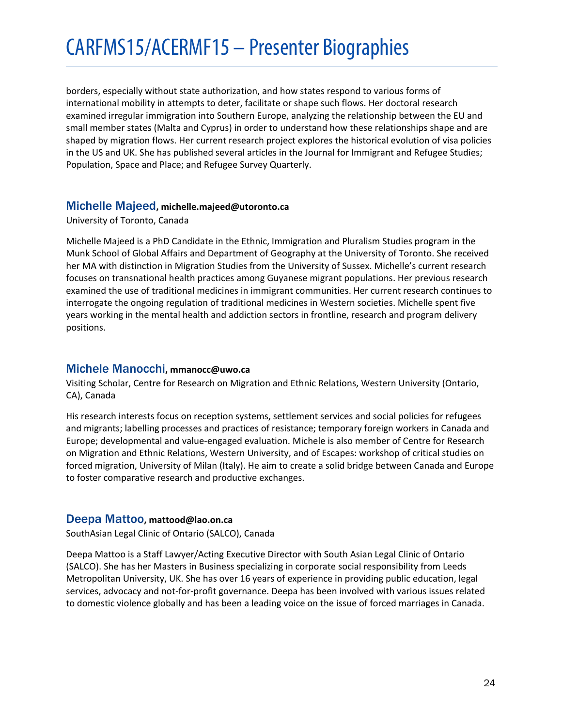borders, especially without state authorization, and how states respond to various forms of international mobility in attempts to deter, facilitate or shape such flows. Her doctoral research examined irregular immigration into Southern Europe, analyzing the relationship between the EU and small member states (Malta and Cyprus) in order to understand how these relationships shape and are shaped by migration flows. Her current research project explores the historical evolution of visa policies in the US and UK. She has published several articles in the Journal for Immigrant and Refugee Studies; Population, Space and Place; and Refugee Survey Quarterly.

### Michelle Majeed, **michelle.majeed@utoronto.ca**

University of Toronto, Canada

Michelle Majeed is a PhD Candidate in the Ethnic, Immigration and Pluralism Studies program in the Munk School of Global Affairs and Department of Geography at the University of Toronto. She received her MA with distinction in Migration Studies from the University of Sussex. Michelle's current research focuses on transnational health practices among Guyanese migrant populations. Her previous research examined the use of traditional medicines in immigrant communities. Her current research continues to interrogate the ongoing regulation of traditional medicines in Western societies. Michelle spent five years working in the mental health and addiction sectors in frontline, research and program delivery positions.

### Michele Manocchi, **mmanocc@uwo.ca**

Visiting Scholar, Centre for Research on Migration and Ethnic Relations, Western University (Ontario, CA), Canada

His research interests focus on reception systems, settlement services and social policies for refugees and migrants; labelling processes and practices of resistance; temporary foreign workers in Canada and Europe; developmental and value-engaged evaluation. Michele is also member of Centre for Research on Migration and Ethnic Relations, Western University, and of Escapes: workshop of critical studies on forced migration, University of Milan (Italy). He aim to create a solid bridge between Canada and Europe to foster comparative research and productive exchanges.

### Deepa Mattoo, **mattood@lao.on.ca**

SouthAsian Legal Clinic of Ontario (SALCO), Canada

Deepa Mattoo is a Staff Lawyer/Acting Executive Director with South Asian Legal Clinic of Ontario (SALCO). She has her Masters in Business specializing in corporate social responsibility from Leeds Metropolitan University, UK. She has over 16 years of experience in providing public education, legal services, advocacy and not-for-profit governance. Deepa has been involved with various issues related to domestic violence globally and has been a leading voice on the issue of forced marriages in Canada.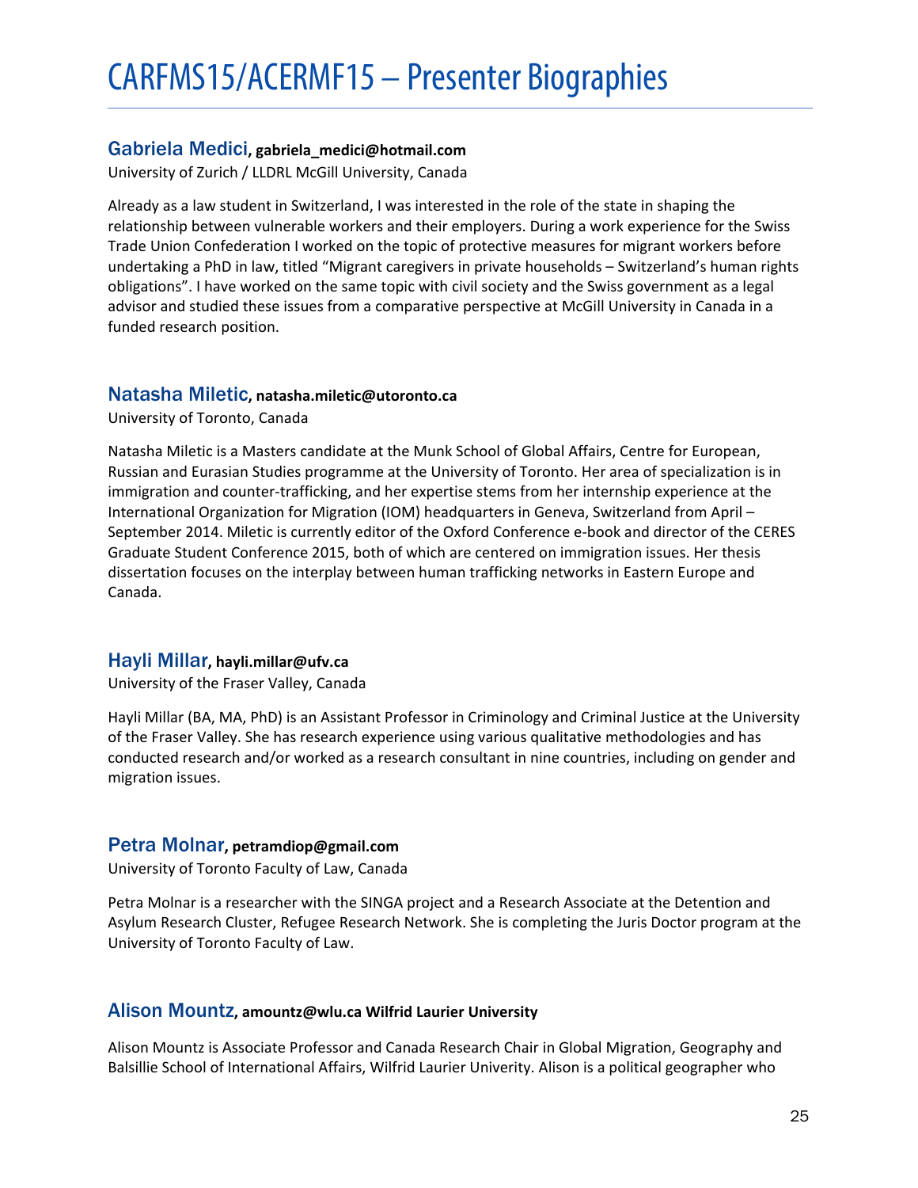## Gabriela Medici, **gabriela_medici@hotmail.com**

University of Zurich / LLDRL McGill University, Canada

Already as a law student in Switzerland, I was interested in the role of the state in shaping the relationship between vulnerable workers and their employers. During a work experience for the Swiss Trade Union Confederation I worked on the topic of protective measures for migrant workers before undertaking a PhD in law, titled "Migrant caregivers in private households – Switzerland's human rights obligations". I have worked on the same topic with civil society and the Swiss government as a legal advisor and studied these issues from a comparative perspective at McGill University in Canada in a funded research position.

## Natasha Miletic, **natasha.miletic@utoronto.ca**

University of Toronto, Canada

Natasha Miletic is a Masters candidate at the Munk School of Global Affairs, Centre for European, Russian and Eurasian Studies programme at the University of Toronto. Her area of specialization is in immigration and counter-trafficking, and her expertise stems from her internship experience at the International Organization for Migration (IOM) headquarters in Geneva, Switzerland from April – September 2014. Miletic is currently editor of the Oxford Conference e-book and director of the CERES Graduate Student Conference 2015, both of which are centered on immigration issues. Her thesis dissertation focuses on the interplay between human trafficking networks in Eastern Europe and Canada.

## Hayli Millar, **hayli.millar@ufv.ca**

University of the Fraser Valley, Canada

Hayli Millar (BA, MA, PhD) is an Assistant Professor in Criminology and Criminal Justice at the University of the Fraser Valley. She has research experience using various qualitative methodologies and has conducted research and/or worked as a research consultant in nine countries, including on gender and migration issues.

## Petra Molnar, **petramdiop@gmail.com**

University of Toronto Faculty of Law, Canada

Petra Molnar is a researcher with the SINGA project and a Research Associate at the Detention and Asylum Research Cluster, Refugee Research Network. She is completing the Juris Doctor program at the University of Toronto Faculty of Law.

## Alison Mountz, **amountz@wlu.ca Wilfrid Laurier University**

Alison Mountz is Associate Professor and Canada Research Chair in Global Migration, Geography and Balsillie School of International Affairs, Wilfrid Laurier Univerity. Alison is a political geographer who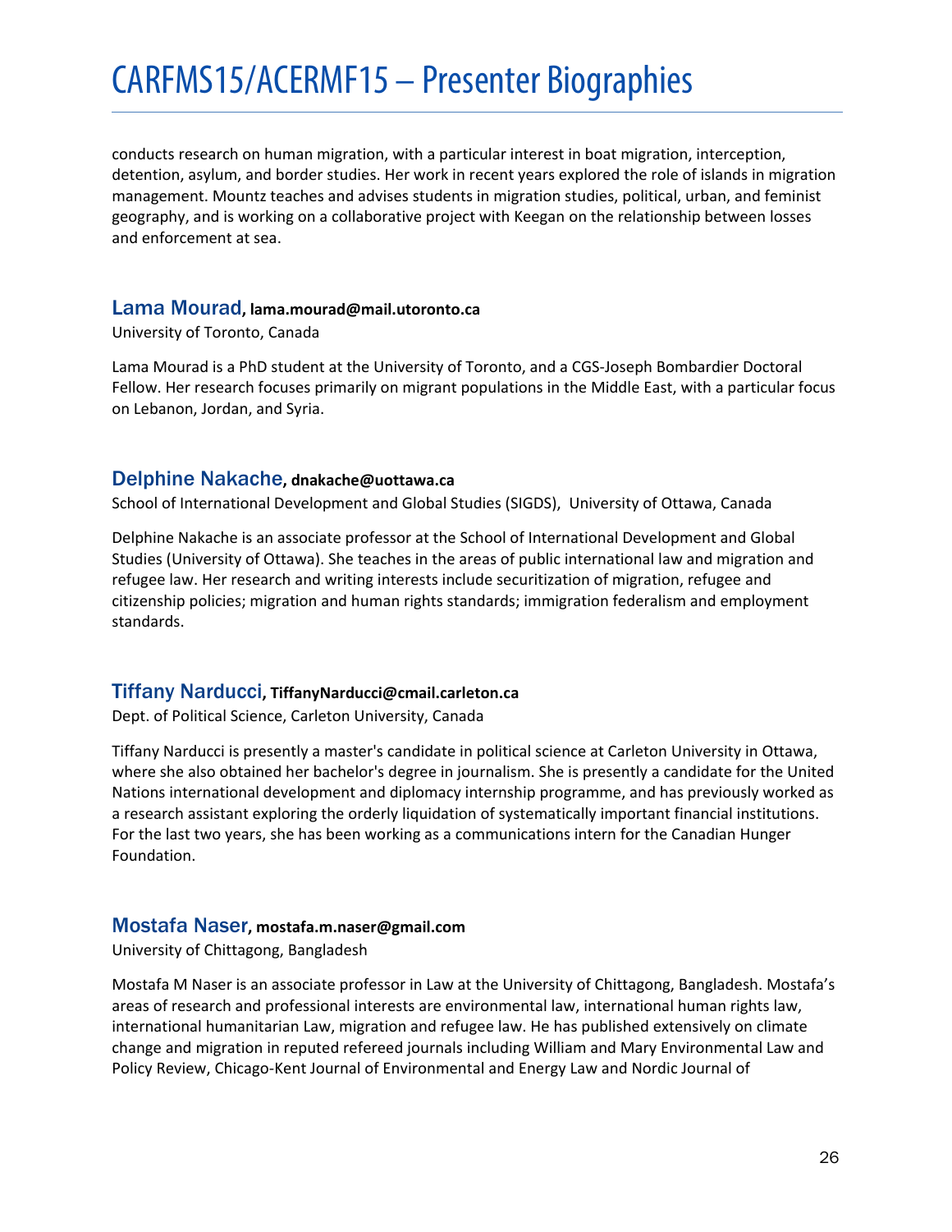conducts research on human migration, with a particular interest in boat migration, interception, detention, asylum, and border studies. Her work in recent years explored the role of islands in migration management. Mountz teaches and advises students in migration studies, political, urban, and feminist geography, and is working on a collaborative project with Keegan on the relationship between losses and enforcement at sea.

### Lama Mourad, lama.mourad@mail.utoronto.ca

University of Toronto, Canada

Lama Mourad is a PhD student at the University of Toronto, and a CGS-Joseph Bombardier Doctoral Fellow. Her research focuses primarily on migrant populations in the Middle East, with a particular focus on Lebanon, Jordan, and Syria.

### Delphine Nakache, dnakache@uottawa.ca

School of International Development and Global Studies (SIGDS), University of Ottawa, Canada

Delphine Nakache is an associate professor at the School of International Development and Global Studies (University of Ottawa). She teaches in the areas of public international law and migration and refugee law. Her research and writing interests include securitization of migration, refugee and citizenship policies; migration and human rights standards; immigration federalism and employment standards.

### Tiffany Narducci, TiffanyNarducci@cmail.carleton.ca

Dept. of Political Science, Carleton University, Canada

Tiffany Narducci is presently a master's candidate in political science at Carleton University in Ottawa, where she also obtained her bachelor's degree in journalism. She is presently a candidate for the United Nations international development and diplomacy internship programme, and has previously worked as a research assistant exploring the orderly liquidation of systematically important financial institutions. For the last two years, she has been working as a communications intern for the Canadian Hunger Foundation.

### Mostafa Naser, mostafa.m.naser@gmail.com

University of Chittagong, Bangladesh

Mostafa M Naser is an associate professor in Law at the University of Chittagong, Bangladesh. Mostafa's areas of research and professional interests are environmental law, international human rights law, international humanitarian Law, migration and refugee law. He has published extensively on climate change and migration in reputed refereed journals including William and Mary Environmental Law and Policy Review, Chicago-Kent Journal of Environmental and Energy Law and Nordic Journal of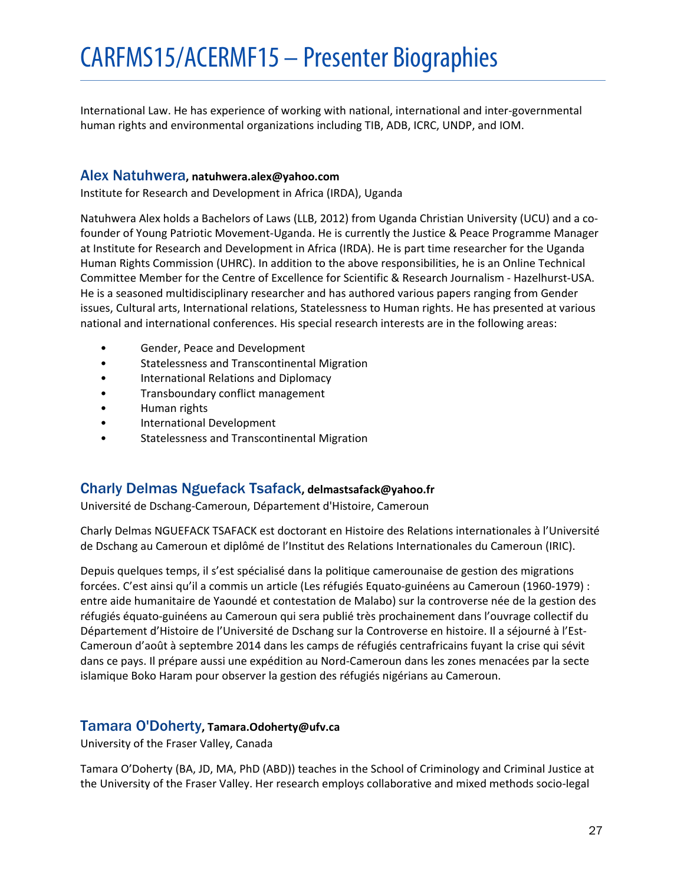International Law. He has experience of working with national, international and inter-governmental human rights and environmental organizations including TIB, ADB, ICRC, UNDP, and IOM.

### Alex Natuhwera, natuhwera.alex@yahoo.com

Institute for Research and Development in Africa (IRDA), Uganda

Natuhwera Alex holds a Bachelors of Laws (LLB, 2012) from Uganda Christian University (UCU) and a co-founder of Young Patriotic Movement-Uganda. He is currently the Justice & Peace Programme Manager at Institute for Research and Development in Africa (IRDA). He is part time researcher for the Uganda Human Rights Commission (UHRC). In addition to the above responsibilities, he is an Online Technical Committee Member for the Centre of Excellence for Scientific & Research Journalism - Hazelhurst-USA. He is a seasoned multidisciplinary researcher and has authored various papers ranging from Gender issues, Cultural arts, International relations, Statelessness to Human rights. He has presented at various national and international conferences. His special research interests are in the following areas:

- Gender, Peace and Development
- Statelessness and Transcontinental Migration
- International Relations and Diplomacy
- Transboundary conflict management
- Human rights
- International Development
- Statelessness and Transcontinental Migration

### Charly Delmas Nguefack Tsafack, delmastsafack@yahoo.fr

Université de Dschang-Cameroun, Département d'Histoire, Cameroun

Charly Delmas NGUEFACK TSAFACK est doctorant en Histoire des Relations internationales à l'Université de Dschang au Cameroun et diplômé de l'Institut des Relations Internationales du Cameroun (IRIC).

Depuis quelques temps, il s'est spécialisé dans la politique camerounaise de gestion des migrations forcées. C'est ainsi qu'il a commis un article (Les réfugiés Equato-guinéens au Cameroun (1960-1979) : entre aide humanitaire de Yaoundé et contestation de Malabo) sur la controverse née de la gestion des réfugiés équato-guinéens au Cameroun qui sera publié très prochainement dans l'ouvrage collectif du Département d'Histoire de l'Université de Dschang sur la Controverse en histoire. Il a séjourné à l'Est-Cameroun d'août à septembre 2014 dans les camps de réfugiés centrafricains fuyant la crise qui sévit dans ce pays. Il prépare aussi une expédition au Nord-Cameroun dans les zones menacées par la secte islamique Boko Haram pour observer la gestion des réfugiés nigérians au Cameroun.

### Tamara O'Doherty, Tamara.Odoherty@ufv.ca

University of the Fraser Valley, Canada

Tamara O'Doherty (BA, JD, MA, PhD (ABD)) teaches in the School of Criminology and Criminal Justice at the University of the Fraser Valley. Her research employs collaborative and mixed methods socio-legal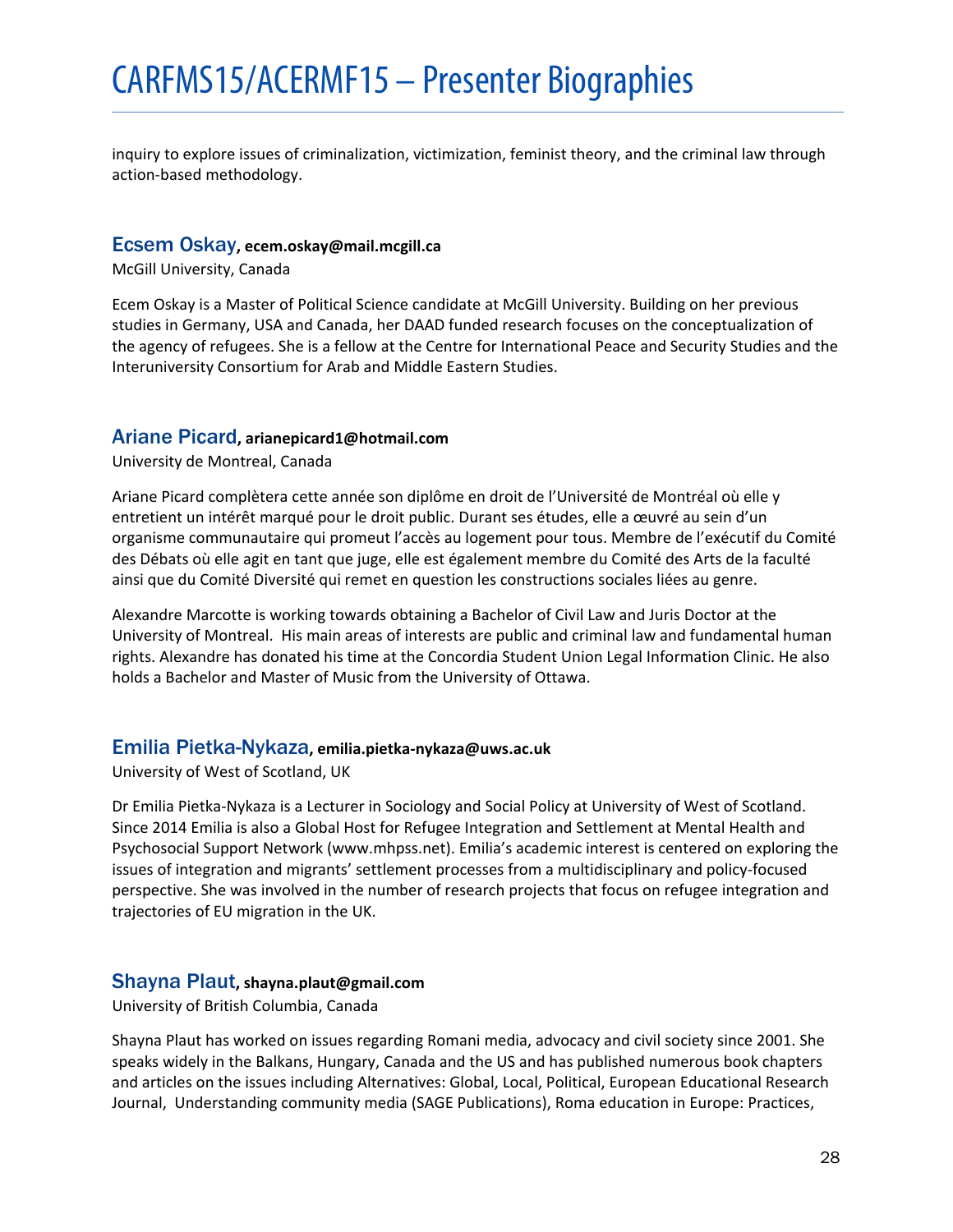inquiry to explore issues of criminalization, victimization, feminist theory, and the criminal law through action-based methodology.

### Ecsem Oskay, ecem.oskay@mail.mcgill.ca

McGill University, Canada

Ecem Oskay is a Master of Political Science candidate at McGill University. Building on her previous studies in Germany, USA and Canada, her DAAD funded research focuses on the conceptualization of the agency of refugees. She is a fellow at the Centre for International Peace and Security Studies and the Interuniversity Consortium for Arab and Middle Eastern Studies.

### Ariane Picard, arianepicard1@hotmail.com

University de Montreal, Canada

Ariane Picard complètera cette année son diplôme en droit de l'Université de Montréal où elle y entretient un intérêt marqué pour le droit public. Durant ses études, elle a œuvré au sein d'un organisme communautaire qui promeut l'accès au logement pour tous. Membre de l'exécutif du Comité des Débats où elle agit en tant que juge, elle est également membre du Comité des Arts de la faculté ainsi que du Comité Diversité qui remet en question les constructions sociales liées au genre.

Alexandre Marcotte is working towards obtaining a Bachelor of Civil Law and Juris Doctor at the University of Montreal. His main areas of interests are public and criminal law and fundamental human rights. Alexandre has donated his time at the Concordia Student Union Legal Information Clinic. He also holds a Bachelor and Master of Music from the University of Ottawa.

### Emilia Pietka-Nykaza, emilia.pietka-nykaza@uws.ac.uk

University of West of Scotland, UK

Dr Emilia Pietka-Nykaza is a Lecturer in Sociology and Social Policy at University of West of Scotland. Since 2014 Emilia is also a Global Host for Refugee Integration and Settlement at Mental Health and Psychosocial Support Network (www.mhpss.net). Emilia's academic interest is centered on exploring the issues of integration and migrants' settlement processes from a multidisciplinary and policy-focused perspective. She was involved in the number of research projects that focus on refugee integration and trajectories of EU migration in the UK.

### Shayna Plaut, shayna.plaut@gmail.com

University of British Columbia, Canada

Shayna Plaut has worked on issues regarding Romani media, advocacy and civil society since 2001. She speaks widely in the Balkans, Hungary, Canada and the US and has published numerous book chapters and articles on the issues including Alternatives: Global, Local, Political, European Educational Research Journal, Understanding community media (SAGE Publications), Roma education in Europe: Practices,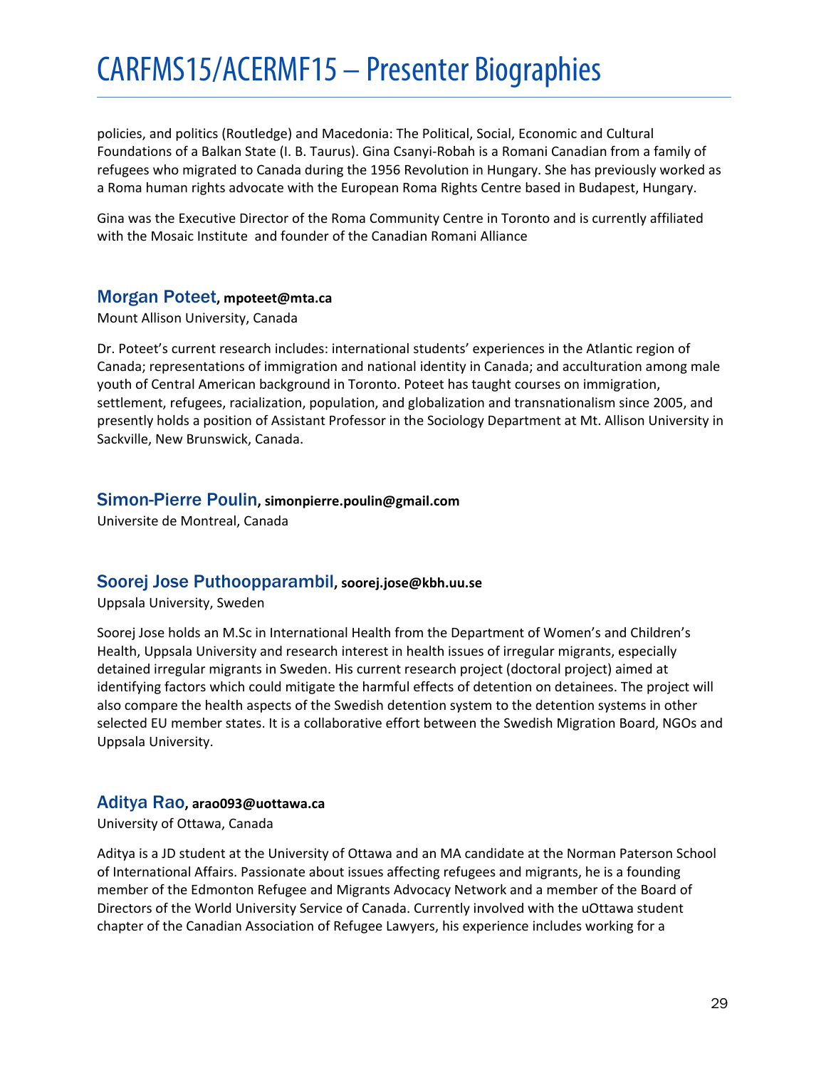policies, and politics (Routledge) and Macedonia: The Political, Social, Economic and Cultural Foundations of a Balkan State (I. B. Taurus). Gina Csanyi-Robah is a Romani Canadian from a family of refugees who migrated to Canada during the 1956 Revolution in Hungary. She has previously worked as a Roma human rights advocate with the European Roma Rights Centre based in Budapest, Hungary.

Gina was the Executive Director of the Roma Community Centre in Toronto and is currently affiliated with the Mosaic Institute and founder of the Canadian Romani Alliance

### Morgan Poteet, mpoteet@mta.ca

Mount Allison University, Canada

Dr. Poteet's current research includes: international students' experiences in the Atlantic region of Canada; representations of immigration and national identity in Canada; and acculturation among male youth of Central American background in Toronto. Poteet has taught courses on immigration, settlement, refugees, racialization, population, and globalization and transnationalism since 2005, and presently holds a position of Assistant Professor in the Sociology Department at Mt. Allison University in Sackville, New Brunswick, Canada.

### Simon-Pierre Poulin, simonpierre.poulin@gmail.com

Universite de Montreal, Canada

### Soorej Jose Puthoopparambil, soorej.jose@kbh.uu.se

Uppsala University, Sweden

Soorej Jose holds an M.Sc in International Health from the Department of Women's and Children's Health, Uppsala University and research interest in health issues of irregular migrants, especially detained irregular migrants in Sweden. His current research project (doctoral project) aimed at identifying factors which could mitigate the harmful effects of detention on detainees. The project will also compare the health aspects of the Swedish detention system to the detention systems in other selected EU member states. It is a collaborative effort between the Swedish Migration Board, NGOs and Uppsala University.

### Aditya Rao, arao093@uottawa.ca

University of Ottawa, Canada

Aditya is a JD student at the University of Ottawa and an MA candidate at the Norman Paterson School of International Affairs. Passionate about issues affecting refugees and migrants, he is a founding member of the Edmonton Refugee and Migrants Advocacy Network and a member of the Board of Directors of the World University Service of Canada. Currently involved with the uOttawa student chapter of the Canadian Association of Refugee Lawyers, his experience includes working for a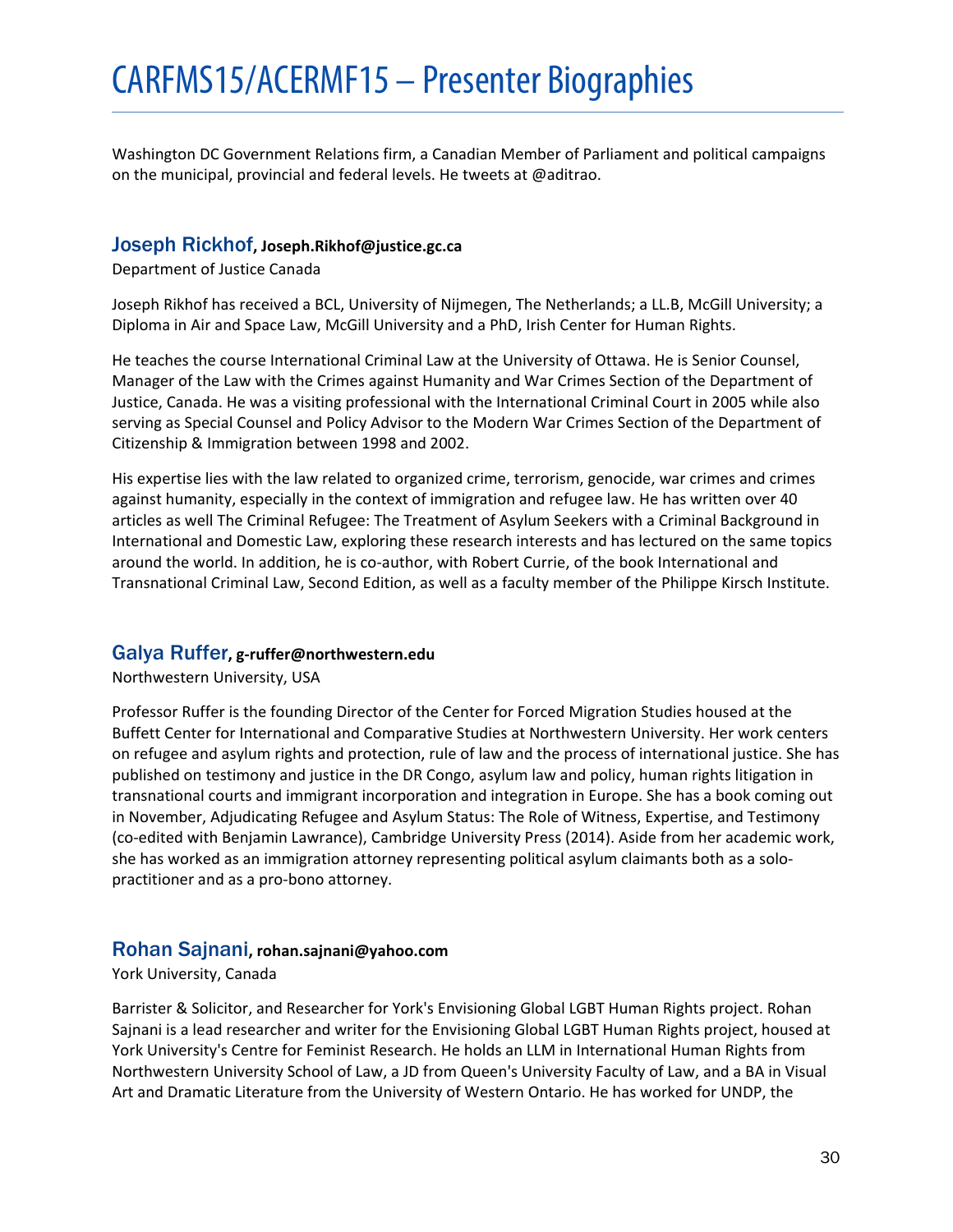Washington DC Government Relations firm, a Canadian Member of Parliament and political campaigns on the municipal, provincial and federal levels. He tweets at @aditrao.

### Joseph Rickhof, Joseph.Rikhof@justice.gc.ca

Department of Justice Canada

Joseph Rikhof has received a BCL, University of Nijmegen, The Netherlands; a LL.B, McGill University; a Diploma in Air and Space Law, McGill University and a PhD, Irish Center for Human Rights.

He teaches the course International Criminal Law at the University of Ottawa. He is Senior Counsel, Manager of the Law with the Crimes against Humanity and War Crimes Section of the Department of Justice, Canada. He was a visiting professional with the International Criminal Court in 2005 while also serving as Special Counsel and Policy Advisor to the Modern War Crimes Section of the Department of Citizenship & Immigration between 1998 and 2002.

His expertise lies with the law related to organized crime, terrorism, genocide, war crimes and crimes against humanity, especially in the context of immigration and refugee law. He has written over 40 articles as well The Criminal Refugee: The Treatment of Asylum Seekers with a Criminal Background in International and Domestic Law, exploring these research interests and has lectured on the same topics around the world. In addition, he is co-author, with Robert Currie, of the book International and Transnational Criminal Law, Second Edition, as well as a faculty member of the Philippe Kirsch Institute.

### Galya Ruffer, g-ruffer@northwestern.edu

Northwestern University, USA

Professor Ruffer is the founding Director of the Center for Forced Migration Studies housed at the Buffett Center for International and Comparative Studies at Northwestern University. Her work centers on refugee and asylum rights and protection, rule of law and the process of international justice. She has published on testimony and justice in the DR Congo, asylum law and policy, human rights litigation in transnational courts and immigrant incorporation and integration in Europe. She has a book coming out in November, Adjudicating Refugee and Asylum Status: The Role of Witness, Expertise, and Testimony (co-edited with Benjamin Lawrance), Cambridge University Press (2014). Aside from her academic work, she has worked as an immigration attorney representing political asylum claimants both as a solo-practitioner and as a pro-bono attorney.

### Rohan Sajnani, rohan.sajnani@yahoo.com

York University, Canada

Barrister & Solicitor, and Researcher for York's Envisioning Global LGBT Human Rights project. Rohan Sajnani is a lead researcher and writer for the Envisioning Global LGBT Human Rights project, housed at York University's Centre for Feminist Research. He holds an LLM in International Human Rights from Northwestern University School of Law, a JD from Queen's University Faculty of Law, and a BA in Visual Art and Dramatic Literature from the University of Western Ontario. He has worked for UNDP, the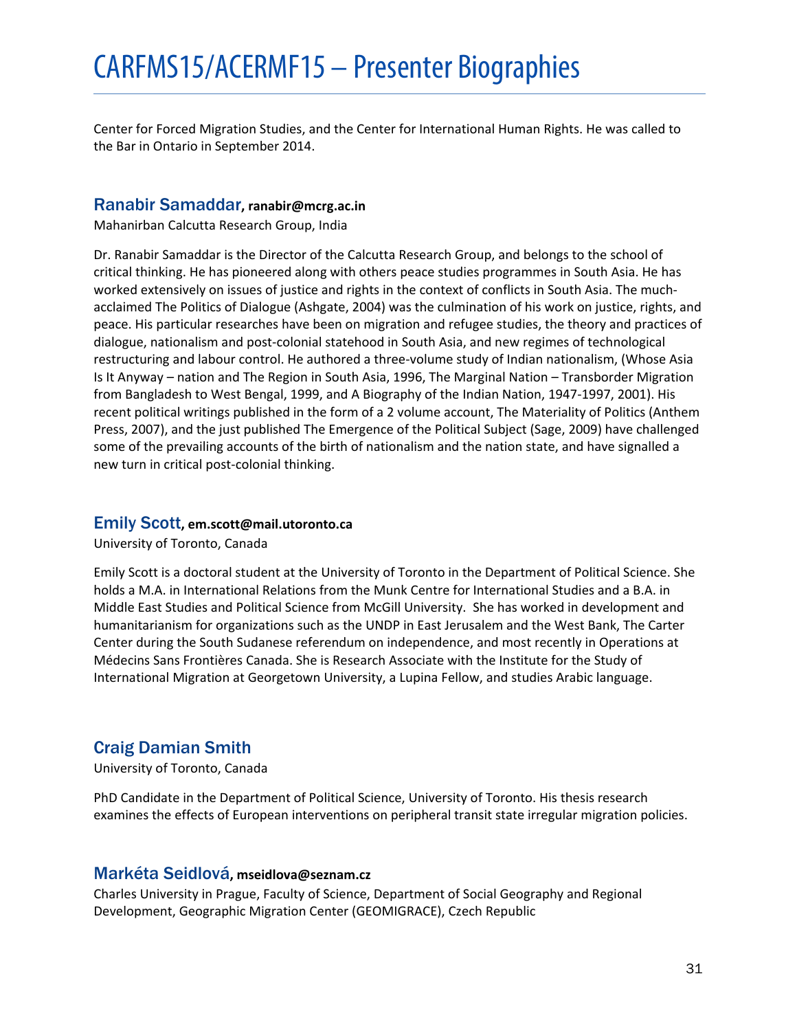Center for Forced Migration Studies, and the Center for International Human Rights. He was called to the Bar in Ontario in September 2014.

## Ranabir Samaddar, ranabir@mcrg.ac.in

Mahanirban Calcutta Research Group, India

Dr. Ranabir Samaddar is the Director of the Calcutta Research Group, and belongs to the school of critical thinking. He has pioneered along with others peace studies programmes in South Asia. He has worked extensively on issues of justice and rights in the context of conflicts in South Asia. The much-acclaimed The Politics of Dialogue (Ashgate, 2004) was the culmination of his work on justice, rights, and peace. His particular researches have been on migration and refugee studies, the theory and practices of dialogue, nationalism and post-colonial statehood in South Asia, and new regimes of technological restructuring and labour control. He authored a three-volume study of Indian nationalism, (Whose Asia Is It Anyway – nation and The Region in South Asia, 1996, The Marginal Nation – Transborder Migration from Bangladesh to West Bengal, 1999, and A Biography of the Indian Nation, 1947-1997, 2001). His recent political writings published in the form of a 2 volume account, The Materiality of Politics (Anthem Press, 2007), and the just published The Emergence of the Political Subject (Sage, 2009) have challenged some of the prevailing accounts of the birth of nationalism and the nation state, and have signalled a new turn in critical post-colonial thinking.

## Emily Scott, em.scott@mail.utoronto.ca

University of Toronto, Canada

Emily Scott is a doctoral student at the University of Toronto in the Department of Political Science. She holds a M.A. in International Relations from the Munk Centre for International Studies and a B.A. in Middle East Studies and Political Science from McGill University. She has worked in development and humanitarianism for organizations such as the UNDP in East Jerusalem and the West Bank, The Carter Center during the South Sudanese referendum on independence, and most recently in Operations at Médecins Sans Frontières Canada. She is Research Associate with the Institute for the Study of International Migration at Georgetown University, a Lupina Fellow, and studies Arabic language.

## Craig Damian Smith

University of Toronto, Canada

PhD Candidate in the Department of Political Science, University of Toronto. His thesis research examines the effects of European interventions on peripheral transit state irregular migration policies.

## Markéta Seidlová, mseidlova@seznam.cz

Charles University in Prague, Faculty of Science, Department of Social Geography and Regional Development, Geographic Migration Center (GEOMIGRACE), Czech Republic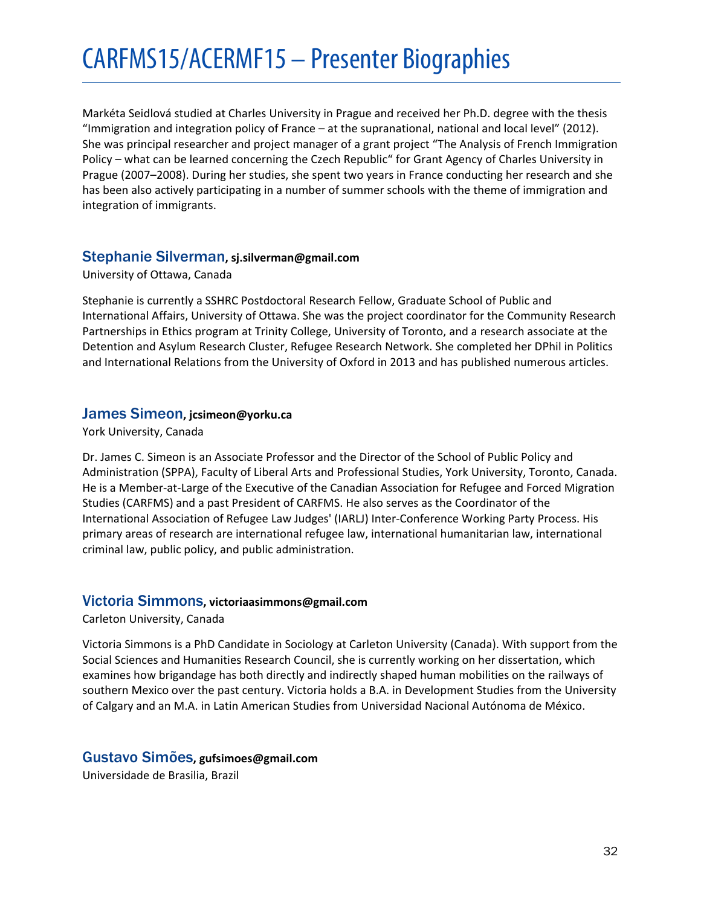Markéta Seidlová studied at Charles University in Prague and received her Ph.D. degree with the thesis "Immigration and integration policy of France – at the supranational, national and local level" (2012). She was principal researcher and project manager of a grant project "The Analysis of French Immigration Policy – what can be learned concerning the Czech Republic" for Grant Agency of Charles University in Prague (2007–2008). During her studies, she spent two years in France conducting her research and she has been also actively participating in a number of summer schools with the theme of immigration and integration of immigrants.

### Stephanie Silverman, sj.silverman@gmail.com

University of Ottawa, Canada

Stephanie is currently a SSHRC Postdoctoral Research Fellow, Graduate School of Public and International Affairs, University of Ottawa. She was the project coordinator for the Community Research Partnerships in Ethics program at Trinity College, University of Toronto, and a research associate at the Detention and Asylum Research Cluster, Refugee Research Network. She completed her DPhil in Politics and International Relations from the University of Oxford in 2013 and has published numerous articles.

### James Simeon, jcsimeon@yorku.ca

York University, Canada

Dr. James C. Simeon is an Associate Professor and the Director of the School of Public Policy and Administration (SPPA), Faculty of Liberal Arts and Professional Studies, York University, Toronto, Canada. He is a Member-at-Large of the Executive of the Canadian Association for Refugee and Forced Migration Studies (CARFMS) and a past President of CARFMS. He also serves as the Coordinator of the International Association of Refugee Law Judges' (IARLJ) Inter-Conference Working Party Process. His primary areas of research are international refugee law, international humanitarian law, international criminal law, public policy, and public administration.

### Victoria Simmons, victoriaasimmons@gmail.com

Carleton University, Canada

Victoria Simmons is a PhD Candidate in Sociology at Carleton University (Canada). With support from the Social Sciences and Humanities Research Council, she is currently working on her dissertation, which examines how brigandage has both directly and indirectly shaped human mobilities on the railways of southern Mexico over the past century. Victoria holds a B.A. in Development Studies from the University of Calgary and an M.A. in Latin American Studies from Universidad Nacional Autónoma de México.

### Gustavo Simões, gufsimoes@gmail.com

Universidade de Brasilia, Brazil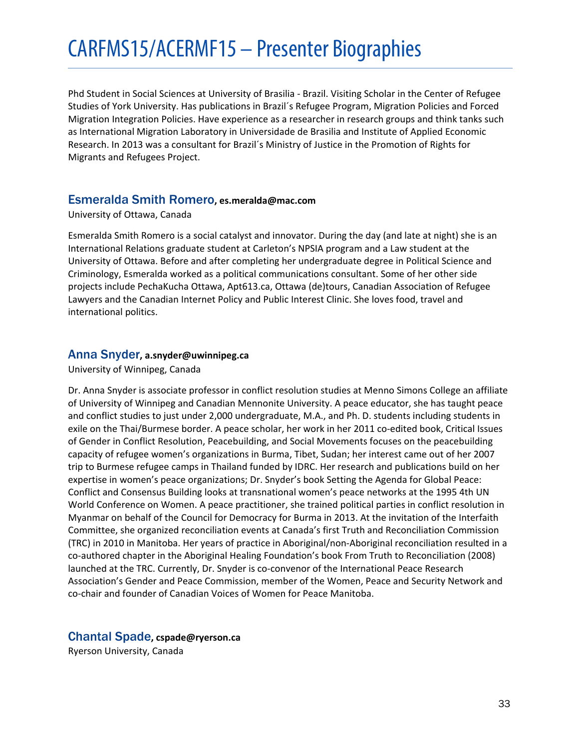Phd Student in Social Sciences at University of Brasilia - Brazil. Visiting Scholar in the Center of Refugee Studies of York University. Has publications in Brazil´s Refugee Program, Migration Policies and Forced Migration Integration Policies. Have experience as a researcher in research groups and think tanks such as International Migration Laboratory in Universidade de Brasilia and Institute of Applied Economic Research. In 2013 was a consultant for Brazil´s Ministry of Justice in the Promotion of Rights for Migrants and Refugees Project.

### Esmeralda Smith Romero, **es.meralda@mac.com**

University of Ottawa, Canada

Esmeralda Smith Romero is a social catalyst and innovator. During the day (and late at night) she is an International Relations graduate student at Carleton's NPSIA program and a Law student at the University of Ottawa. Before and after completing her undergraduate degree in Political Science and Criminology, Esmeralda worked as a political communications consultant. Some of her other side projects include PechaKucha Ottawa, Apt613.ca, Ottawa (de)tours, Canadian Association of Refugee Lawyers and the Canadian Internet Policy and Public Interest Clinic. She loves food, travel and international politics.

### Anna Snyder, **a.snyder@uwinnipeg.ca**

University of Winnipeg, Canada

Dr. Anna Snyder is associate professor in conflict resolution studies at Menno Simons College an affiliate of University of Winnipeg and Canadian Mennonite University. A peace educator, she has taught peace and conflict studies to just under 2,000 undergraduate, M.A., and Ph. D. students including students in exile on the Thai/Burmese border. A peace scholar, her work in her 2011 co-edited book, Critical Issues of Gender in Conflict Resolution, Peacebuilding, and Social Movements focuses on the peacebuilding capacity of refugee women's organizations in Burma, Tibet, Sudan; her interest came out of her 2007 trip to Burmese refugee camps in Thailand funded by IDRC. Her research and publications build on her expertise in women's peace organizations; Dr. Snyder's book Setting the Agenda for Global Peace: Conflict and Consensus Building looks at transnational women's peace networks at the 1995 4th UN World Conference on Women. A peace practitioner, she trained political parties in conflict resolution in Myanmar on behalf of the Council for Democracy for Burma in 2013. At the invitation of the Interfaith Committee, she organized reconciliation events at Canada's first Truth and Reconciliation Commission (TRC) in 2010 in Manitoba. Her years of practice in Aboriginal/non-Aboriginal reconciliation resulted in a co-authored chapter in the Aboriginal Healing Foundation's book From Truth to Reconciliation (2008) launched at the TRC. Currently, Dr. Snyder is co-convenor of the International Peace Research Association's Gender and Peace Commission, member of the Women, Peace and Security Network and co-chair and founder of Canadian Voices of Women for Peace Manitoba.

### Chantal Spade, **cspade@ryerson.ca**

Ryerson University, Canada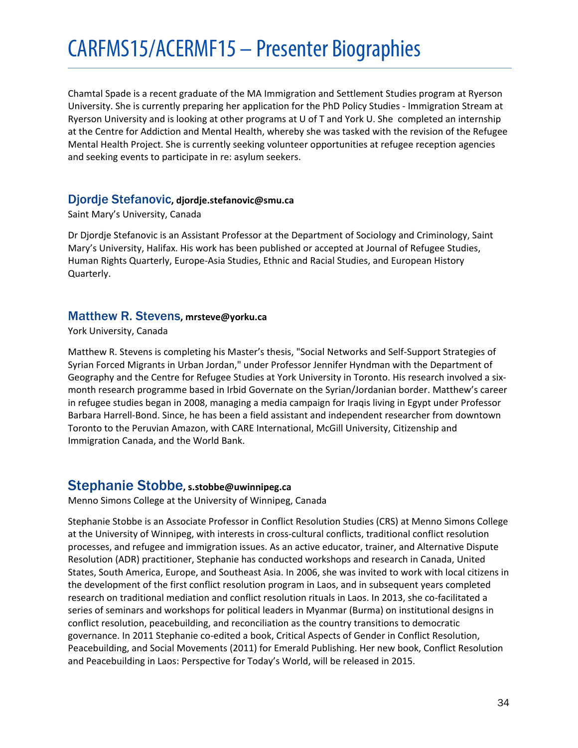# CARFMS15/ACERMF15 – Presenter Biographies

Chamtal Spade is a recent graduate of the MA Immigration and Settlement Studies program at Ryerson University. She is currently preparing her application for the PhD Policy Studies - Immigration Stream at Ryerson University and is looking at other programs at U of T and York U. She completed an internship at the Centre for Addiction and Mental Health, whereby she was tasked with the revision of the Refugee Mental Health Project. She is currently seeking volunteer opportunities at refugee reception agencies and seeking events to participate in re: asylum seekers.

### Djordje Stefanovic, **djordje.stefanovic@smu.ca**

Saint Mary's University, Canada

Dr Djordje Stefanovic is an Assistant Professor at the Department of Sociology and Criminology, Saint Mary's University, Halifax. His work has been published or accepted at Journal of Refugee Studies, Human Rights Quarterly, Europe-Asia Studies, Ethnic and Racial Studies, and European History Quarterly.

### Matthew R. Stevens, **mrsteve@yorku.ca**

York University, Canada

Matthew R. Stevens is completing his Master's thesis, "Social Networks and Self-Support Strategies of Syrian Forced Migrants in Urban Jordan," under Professor Jennifer Hyndman with the Department of Geography and the Centre for Refugee Studies at York University in Toronto. His research involved a six-month research programme based in Irbid Governate on the Syrian/Jordanian border. Matthew's career in refugee studies began in 2008, managing a media campaign for Iraqis living in Egypt under Professor Barbara Harrell-Bond. Since, he has been a field assistant and independent researcher from downtown Toronto to the Peruvian Amazon, with CARE International, McGill University, Citizenship and Immigration Canada, and the World Bank.

### Stephanie Stobbe, **s.stobbe@uwinnipeg.ca**

Menno Simons College at the University of Winnipeg, Canada

Stephanie Stobbe is an Associate Professor in Conflict Resolution Studies (CRS) at Menno Simons College at the University of Winnipeg, with interests in cross-cultural conflicts, traditional conflict resolution processes, and refugee and immigration issues. As an active educator, trainer, and Alternative Dispute Resolution (ADR) practitioner, Stephanie has conducted workshops and research in Canada, United States, South America, Europe, and Southeast Asia. In 2006, she was invited to work with local citizens in the development of the first conflict resolution program in Laos, and in subsequent years completed research on traditional mediation and conflict resolution rituals in Laos. In 2013, she co-facilitated a series of seminars and workshops for political leaders in Myanmar (Burma) on institutional designs in conflict resolution, peacebuilding, and reconciliation as the country transitions to democratic governance. In 2011 Stephanie co-edited a book, Critical Aspects of Gender in Conflict Resolution, Peacebuilding, and Social Movements (2011) for Emerald Publishing. Her new book, Conflict Resolution and Peacebuilding in Laos: Perspective for Today's World, will be released in 2015.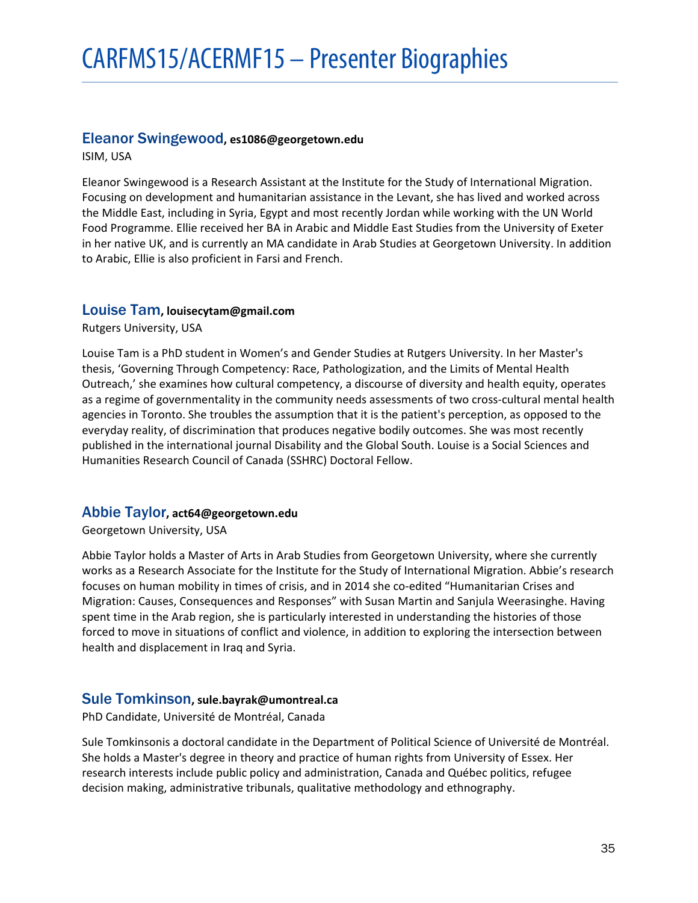# CARFMS15/ACERMF15 – Presenter Biographies

### Eleanor Swingewood, es1086@georgetown.edu

ISIM, USA

Eleanor Swingewood is a Research Assistant at the Institute for the Study of International Migration. Focusing on development and humanitarian assistance in the Levant, she has lived and worked across the Middle East, including in Syria, Egypt and most recently Jordan while working with the UN World Food Programme. Ellie received her BA in Arabic and Middle East Studies from the University of Exeter in her native UK, and is currently an MA candidate in Arab Studies at Georgetown University. In addition to Arabic, Ellie is also proficient in Farsi and French.

### Louise Tam, louisecytam@gmail.com

Rutgers University, USA

Louise Tam is a PhD student in Women's and Gender Studies at Rutgers University. In her Master's thesis, 'Governing Through Competency: Race, Pathologization, and the Limits of Mental Health Outreach,' she examines how cultural competency, a discourse of diversity and health equity, operates as a regime of governmentality in the community needs assessments of two cross-cultural mental health agencies in Toronto. She troubles the assumption that it is the patient's perception, as opposed to the everyday reality, of discrimination that produces negative bodily outcomes. She was most recently published in the international journal Disability and the Global South. Louise is a Social Sciences and Humanities Research Council of Canada (SSHRC) Doctoral Fellow.

### Abbie Taylor, act64@georgetown.edu

Georgetown University, USA

Abbie Taylor holds a Master of Arts in Arab Studies from Georgetown University, where she currently works as a Research Associate for the Institute for the Study of International Migration. Abbie's research focuses on human mobility in times of crisis, and in 2014 she co-edited "Humanitarian Crises and Migration: Causes, Consequences and Responses" with Susan Martin and Sanjula Weerasinghe. Having spent time in the Arab region, she is particularly interested in understanding the histories of those forced to move in situations of conflict and violence, in addition to exploring the intersection between health and displacement in Iraq and Syria.

### Sule Tomkinson, sule.bayrak@umontreal.ca

PhD Candidate, Université de Montréal, Canada

Sule Tomkinsonis a doctoral candidate in the Department of Political Science of Université de Montréal. She holds a Master's degree in theory and practice of human rights from University of Essex. Her research interests include public policy and administration, Canada and Québec politics, refugee decision making, administrative tribunals, qualitative methodology and ethnography.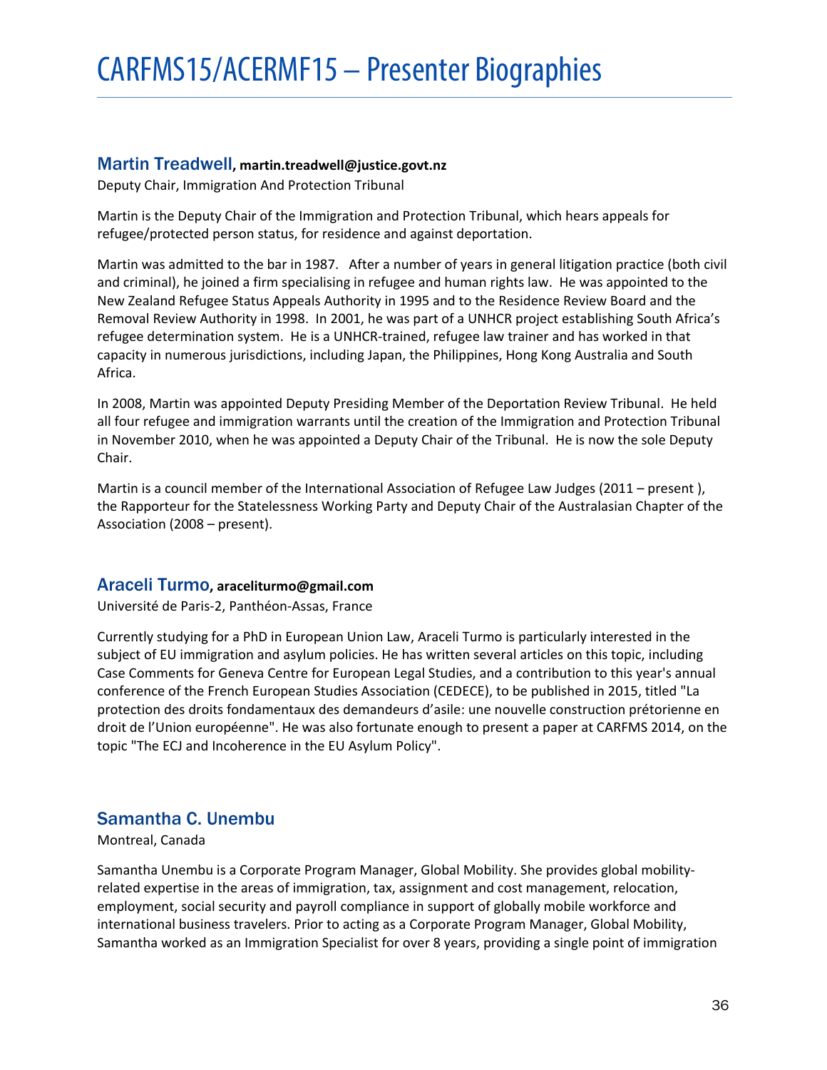## Martin Treadwell, martin.treadwell@justice.govt.nz

Deputy Chair, Immigration And Protection Tribunal

Martin is the Deputy Chair of the Immigration and Protection Tribunal, which hears appeals for refugee/protected person status, for residence and against deportation.

Martin was admitted to the bar in 1987. After a number of years in general litigation practice (both civil and criminal), he joined a firm specialising in refugee and human rights law. He was appointed to the New Zealand Refugee Status Appeals Authority in 1995 and to the Residence Review Board and the Removal Review Authority in 1998. In 2001, he was part of a UNHCR project establishing South Africa's refugee determination system. He is a UNHCR-trained, refugee law trainer and has worked in that capacity in numerous jurisdictions, including Japan, the Philippines, Hong Kong Australia and South Africa.

In 2008, Martin was appointed Deputy Presiding Member of the Deportation Review Tribunal. He held all four refugee and immigration warrants until the creation of the Immigration and Protection Tribunal in November 2010, when he was appointed a Deputy Chair of the Tribunal. He is now the sole Deputy Chair.

Martin is a council member of the International Association of Refugee Law Judges (2011 – present ), the Rapporteur for the Statelessness Working Party and Deputy Chair of the Australasian Chapter of the Association (2008 – present).

## Araceli Turmo, araceliturmo@gmail.com

Université de Paris-2, Panthéon-Assas, France

Currently studying for a PhD in European Union Law, Araceli Turmo is particularly interested in the subject of EU immigration and asylum policies. He has written several articles on this topic, including Case Comments for Geneva Centre for European Legal Studies, and a contribution to this year's annual conference of the French European Studies Association (CEDECE), to be published in 2015, titled "La protection des droits fondamentaux des demandeurs d'asile: une nouvelle construction prétorienne en droit de l'Union européenne". He was also fortunate enough to present a paper at CARFMS 2014, on the topic "The ECJ and Incoherence in the EU Asylum Policy".

## Samantha C. Unembu

Montreal, Canada

Samantha Unembu is a Corporate Program Manager, Global Mobility. She provides global mobility-related expertise in the areas of immigration, tax, assignment and cost management, relocation, employment, social security and payroll compliance in support of globally mobile workforce and international business travelers. Prior to acting as a Corporate Program Manager, Global Mobility, Samantha worked as an Immigration Specialist for over 8 years, providing a single point of immigration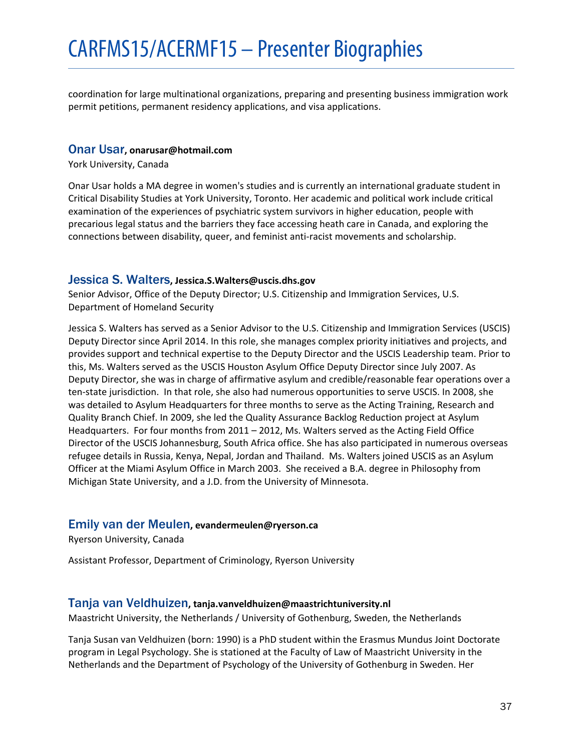coordination for large multinational organizations, preparing and presenting business immigration work permit petitions, permanent residency applications, and visa applications.

### Onar Usar, **onarusar@hotmail.com**

York University, Canada

Onar Usar holds a MA degree in women's studies and is currently an international graduate student in Critical Disability Studies at York University, Toronto. Her academic and political work include critical examination of the experiences of psychiatric system survivors in higher education, people with precarious legal status and the barriers they face accessing heath care in Canada, and exploring the connections between disability, queer, and feminist anti-racist movements and scholarship.

### Jessica S. Walters, **Jessica.S.Walters@uscis.dhs.gov**

Senior Advisor, Office of the Deputy Director; U.S. Citizenship and Immigration Services, U.S. Department of Homeland Security

Jessica S. Walters has served as a Senior Advisor to the U.S. Citizenship and Immigration Services (USCIS) Deputy Director since April 2014. In this role, she manages complex priority initiatives and projects, and provides support and technical expertise to the Deputy Director and the USCIS Leadership team. Prior to this, Ms. Walters served as the USCIS Houston Asylum Office Deputy Director since July 2007. As Deputy Director, she was in charge of affirmative asylum and credible/reasonable fear operations over a ten-state jurisdiction. In that role, she also had numerous opportunities to serve USCIS. In 2008, she was detailed to Asylum Headquarters for three months to serve as the Acting Training, Research and Quality Branch Chief. In 2009, she led the Quality Assurance Backlog Reduction project at Asylum Headquarters. For four months from 2011 – 2012, Ms. Walters served as the Acting Field Office Director of the USCIS Johannesburg, South Africa office. She has also participated in numerous overseas refugee details in Russia, Kenya, Nepal, Jordan and Thailand. Ms. Walters joined USCIS as an Asylum Officer at the Miami Asylum Office in March 2003. She received a B.A. degree in Philosophy from Michigan State University, and a J.D. from the University of Minnesota.

### Emily van der Meulen, **evandermeulen@ryerson.ca**

Ryerson University, Canada

Assistant Professor, Department of Criminology, Ryerson University

### Tanja van Veldhuizen, **tanja.vanveldhuizen@maastrichtuniversity.nl**

Maastricht University, the Netherlands / University of Gothenburg, Sweden, the Netherlands

Tanja Susan van Veldhuizen (born: 1990) is a PhD student within the Erasmus Mundus Joint Doctorate program in Legal Psychology. She is stationed at the Faculty of Law of Maastricht University in the Netherlands and the Department of Psychology of the University of Gothenburg in Sweden. Her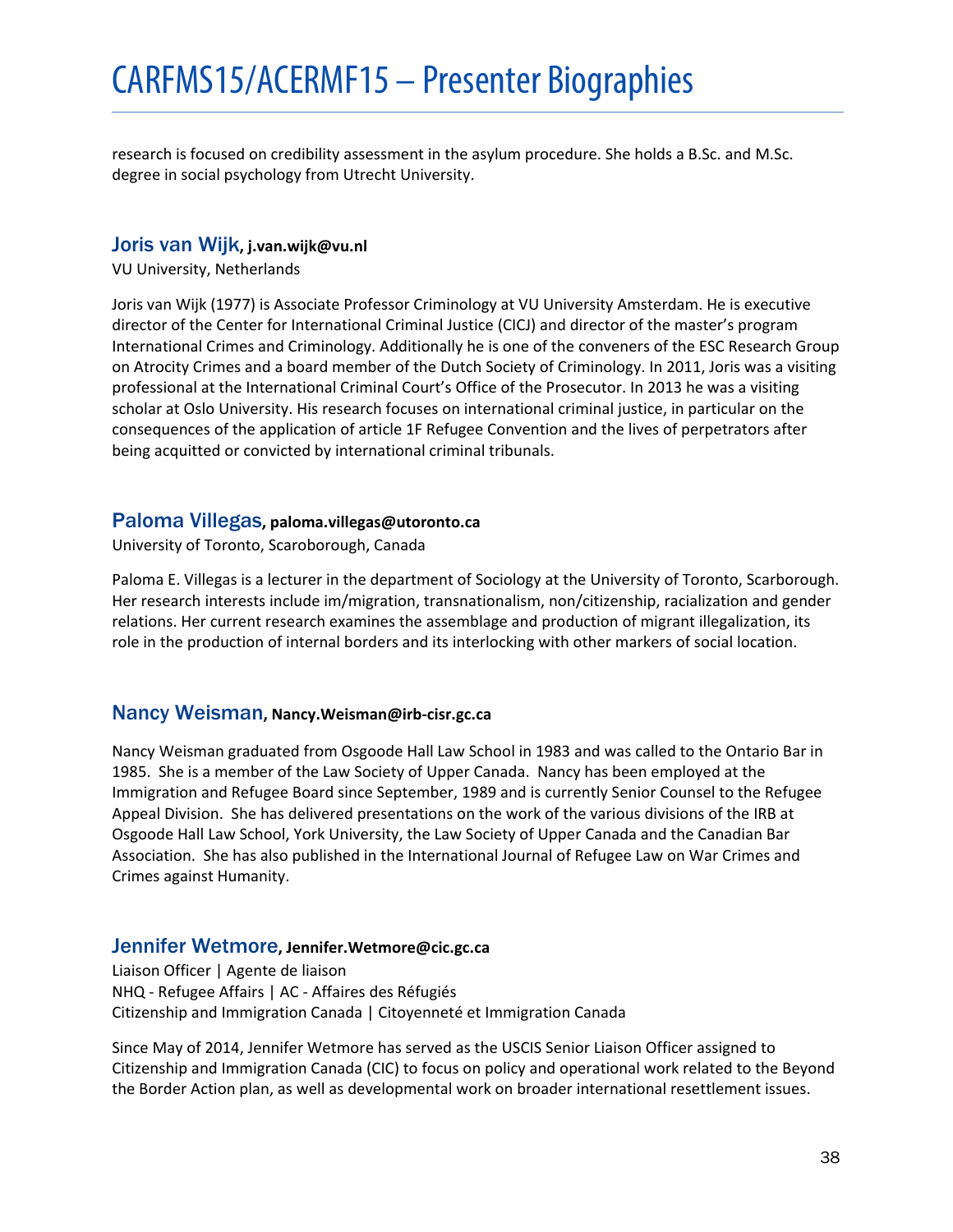research is focused on credibility assessment in the asylum procedure. She holds a B.Sc. and M.Sc. degree in social psychology from Utrecht University.

### Joris van Wijk, j.van.wijk@vu.nl

VU University, Netherlands

Joris van Wijk (1977) is Associate Professor Criminology at VU University Amsterdam. He is executive director of the Center for International Criminal Justice (CICJ) and director of the master's program International Crimes and Criminology. Additionally he is one of the conveners of the ESC Research Group on Atrocity Crimes and a board member of the Dutch Society of Criminology. In 2011, Joris was a visiting professional at the International Criminal Court's Office of the Prosecutor. In 2013 he was a visiting scholar at Oslo University. His research focuses on international criminal justice, in particular on the consequences of the application of article 1F Refugee Convention and the lives of perpetrators after being acquitted or convicted by international criminal tribunals.

### Paloma Villegas, paloma.villegas@utoronto.ca

University of Toronto, Scaroborough, Canada

Paloma E. Villegas is a lecturer in the department of Sociology at the University of Toronto, Scarborough. Her research interests include im/migration, transnationalism, non/citizenship, racialization and gender relations. Her current research examines the assemblage and production of migrant illegalization, its role in the production of internal borders and its interlocking with other markers of social location.

### Nancy Weisman, Nancy.Weisman@irb-cisr.gc.ca

Nancy Weisman graduated from Osgoode Hall Law School in 1983 and was called to the Ontario Bar in 1985. She is a member of the Law Society of Upper Canada. Nancy has been employed at the Immigration and Refugee Board since September, 1989 and is currently Senior Counsel to the Refugee Appeal Division. She has delivered presentations on the work of the various divisions of the IRB at Osgoode Hall Law School, York University, the Law Society of Upper Canada and the Canadian Bar Association. She has also published in the International Journal of Refugee Law on War Crimes and Crimes against Humanity.

### Jennifer Wetmore, Jennifer.Wetmore@cic.gc.ca

Liaison Officer | Agente de liaison
NHQ - Refugee Affairs | AC - Affaires des Réfugiés
Citizenship and Immigration Canada | Citoyenneté et Immigration Canada

Since May of 2014, Jennifer Wetmore has served as the USCIS Senior Liaison Officer assigned to Citizenship and Immigration Canada (CIC) to focus on policy and operational work related to the Beyond the Border Action plan, as well as developmental work on broader international resettlement issues.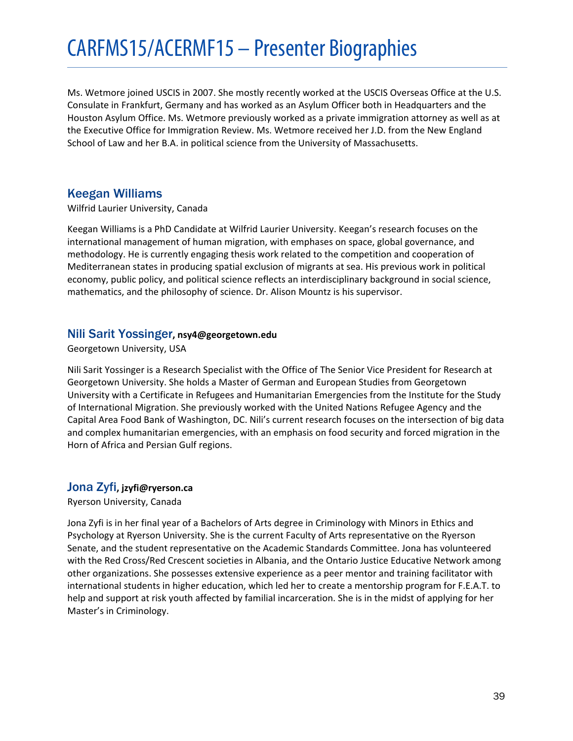Ms. Wetmore joined USCIS in 2007. She mostly recently worked at the USCIS Overseas Office at the U.S. Consulate in Frankfurt, Germany and has worked as an Asylum Officer both in Headquarters and the Houston Asylum Office. Ms. Wetmore previously worked as a private immigration attorney as well as at the Executive Office for Immigration Review. Ms. Wetmore received her J.D. from the New England School of Law and her B.A. in political science from the University of Massachusetts.

### Keegan Williams

Wilfrid Laurier University, Canada

Keegan Williams is a PhD Candidate at Wilfrid Laurier University. Keegan's research focuses on the international management of human migration, with emphases on space, global governance, and methodology. He is currently engaging thesis work related to the competition and cooperation of Mediterranean states in producing spatial exclusion of migrants at sea. His previous work in political economy, public policy, and political science reflects an interdisciplinary background in social science, mathematics, and the philosophy of science. Dr. Alison Mountz is his supervisor.

### Nili Sarit Yossinger, **nsy4@georgetown.edu**

Georgetown University, USA

Nili Sarit Yossinger is a Research Specialist with the Office of The Senior Vice President for Research at Georgetown University. She holds a Master of German and European Studies from Georgetown University with a Certificate in Refugees and Humanitarian Emergencies from the Institute for the Study of International Migration. She previously worked with the United Nations Refugee Agency and the Capital Area Food Bank of Washington, DC. Nili's current research focuses on the intersection of big data and complex humanitarian emergencies, with an emphasis on food security and forced migration in the Horn of Africa and Persian Gulf regions.

### Jona Zyfi, **jzyfi@ryerson.ca**

Ryerson University, Canada

Jona Zyfi is in her final year of a Bachelors of Arts degree in Criminology with Minors in Ethics and Psychology at Ryerson University. She is the current Faculty of Arts representative on the Ryerson Senate, and the student representative on the Academic Standards Committee. Jona has volunteered with the Red Cross/Red Crescent societies in Albania, and the Ontario Justice Educative Network among other organizations. She possesses extensive experience as a peer mentor and training facilitator with international students in higher education, which led her to create a mentorship program for F.E.A.T. to help and support at risk youth affected by familial incarceration. She is in the midst of applying for her Master's in Criminology.